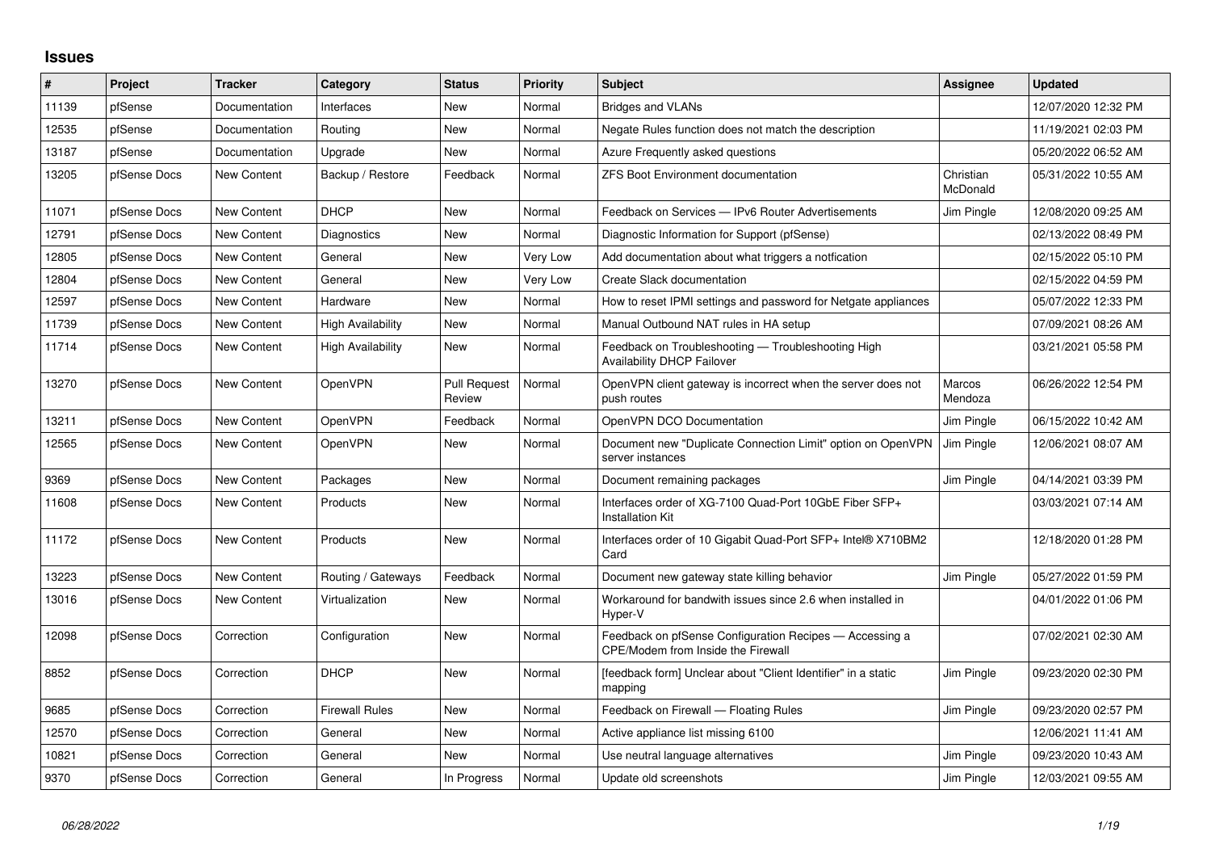## Issues

| # | Project | Tracker | Category | Status | Priority | Subject | Assignee | Updated |
|---|---|---|---|---|---|---|---|---|
| 11139 | pfSense | Documentation | Interfaces | New | Normal | Bridges and VLANs | | 12/07/2020 12:32 PM |
| 12535 | pfSense | Documentation | Routing | New | Normal | Negate Rules function does not match the description | | 11/19/2021 02:03 PM |
| 13187 | pfSense | Documentation | Upgrade | New | Normal | Azure Frequently asked questions | | 05/20/2022 06:52 AM |
| 13205 | pfSense Docs | New Content | Backup / Restore | Feedback | Normal | ZFS Boot Environment documentation | Christian McDonald | 05/31/2022 10:55 AM |
| 11071 | pfSense Docs | New Content | DHCP | New | Normal | Feedback on Services — IPv6 Router Advertisements | Jim Pingle | 12/08/2020 09:25 AM |
| 12791 | pfSense Docs | New Content | Diagnostics | New | Normal | Diagnostic Information for Support (pfSense) | | 02/13/2022 08:49 PM |
| 12805 | pfSense Docs | New Content | General | New | Very Low | Add documentation about what triggers a notfication | | 02/15/2022 05:10 PM |
| 12804 | pfSense Docs | New Content | General | New | Very Low | Create Slack documentation | | 02/15/2022 04:59 PM |
| 12597 | pfSense Docs | New Content | Hardware | New | Normal | How to reset IPMI settings and password for Netgate appliances | | 05/07/2022 12:33 PM |
| 11739 | pfSense Docs | New Content | High Availability | New | Normal | Manual Outbound NAT rules in HA setup | | 07/09/2021 08:26 AM |
| 11714 | pfSense Docs | New Content | High Availability | New | Normal | Feedback on Troubleshooting — Troubleshooting High Availability DHCP Failover | | 03/21/2021 05:58 PM |
| 13270 | pfSense Docs | New Content | OpenVPN | Pull Request Review | Normal | OpenVPN client gateway is incorrect when the server does not push routes | Marcos Mendoza | 06/26/2022 12:54 PM |
| 13211 | pfSense Docs | New Content | OpenVPN | Feedback | Normal | OpenVPN DCO Documentation | Jim Pingle | 06/15/2022 10:42 AM |
| 12565 | pfSense Docs | New Content | OpenVPN | New | Normal | Document new "Duplicate Connection Limit" option on OpenVPN server instances | Jim Pingle | 12/06/2021 08:07 AM |
| 9369 | pfSense Docs | New Content | Packages | New | Normal | Document remaining packages | Jim Pingle | 04/14/2021 03:39 PM |
| 11608 | pfSense Docs | New Content | Products | New | Normal | Interfaces order of XG-7100 Quad-Port 10GbE Fiber SFP+ Installation Kit | | 03/03/2021 07:14 AM |
| 11172 | pfSense Docs | New Content | Products | New | Normal | Interfaces order of 10 Gigabit Quad-Port SFP+ Intel® X710BM2 Card | | 12/18/2020 01:28 PM |
| 13223 | pfSense Docs | New Content | Routing / Gateways | Feedback | Normal | Document new gateway state killing behavior | Jim Pingle | 05/27/2022 01:59 PM |
| 13016 | pfSense Docs | New Content | Virtualization | New | Normal | Workaround for bandwith issues since 2.6 when installed in Hyper-V | | 04/01/2022 01:06 PM |
| 12098 | pfSense Docs | Correction | Configuration | New | Normal | Feedback on pfSense Configuration Recipes — Accessing a CPE/Modem from Inside the Firewall | | 07/02/2021 02:30 AM |
| 8852 | pfSense Docs | Correction | DHCP | New | Normal | [feedback form] Unclear about "Client Identifier" in a static mapping | Jim Pingle | 09/23/2020 02:30 PM |
| 9685 | pfSense Docs | Correction | Firewall Rules | New | Normal | Feedback on Firewall — Floating Rules | Jim Pingle | 09/23/2020 02:57 PM |
| 12570 | pfSense Docs | Correction | General | New | Normal | Active appliance list missing 6100 | | 12/06/2021 11:41 AM |
| 10821 | pfSense Docs | Correction | General | New | Normal | Use neutral language alternatives | Jim Pingle | 09/23/2020 10:43 AM |
| 9370 | pfSense Docs | Correction | General | In Progress | Normal | Update old screenshots | Jim Pingle | 12/03/2021 09:55 AM |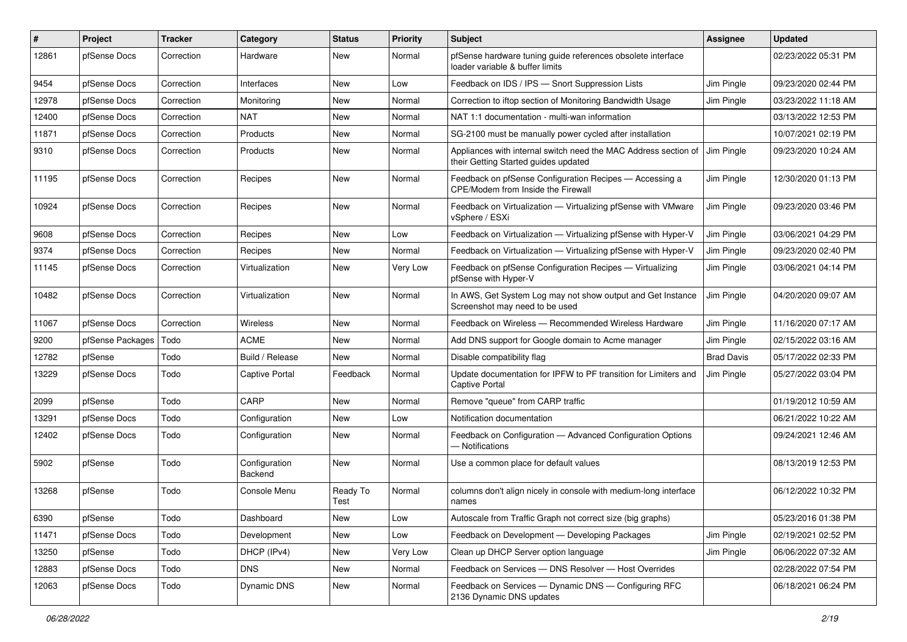| # | Project | Tracker | Category | Status | Priority | Subject | Assignee | Updated |
|---|---|---|---|---|---|---|---|---|
| 12861 | pfSense Docs | Correction | Hardware | New | Normal | pfSense hardware tuning guide references obsolete interface loader variable & buffer limits | | 02/23/2022 05:31 PM |
| 9454 | pfSense Docs | Correction | Interfaces | New | Low | Feedback on IDS / IPS — Snort Suppression Lists | Jim Pingle | 09/23/2020 02:44 PM |
| 12978 | pfSense Docs | Correction | Monitoring | New | Normal | Correction to iftop section of Monitoring Bandwidth Usage | Jim Pingle | 03/23/2022 11:18 AM |
| 12400 | pfSense Docs | Correction | NAT | New | Normal | NAT 1:1 documentation - multi-wan information | | 03/13/2022 12:53 PM |
| 11871 | pfSense Docs | Correction | Products | New | Normal | SG-2100 must be manually power cycled after installation | | 10/07/2021 02:19 PM |
| 9310 | pfSense Docs | Correction | Products | New | Normal | Appliances with internal switch need the MAC Address section of their Getting Started guides updated | Jim Pingle | 09/23/2020 10:24 AM |
| 11195 | pfSense Docs | Correction | Recipes | New | Normal | Feedback on pfSense Configuration Recipes — Accessing a CPE/Modem from Inside the Firewall | Jim Pingle | 12/30/2020 01:13 PM |
| 10924 | pfSense Docs | Correction | Recipes | New | Normal | Feedback on Virtualization — Virtualizing pfSense with VMware vSphere / ESXi | Jim Pingle | 09/23/2020 03:46 PM |
| 9608 | pfSense Docs | Correction | Recipes | New | Low | Feedback on Virtualization — Virtualizing pfSense with Hyper-V | Jim Pingle | 03/06/2021 04:29 PM |
| 9374 | pfSense Docs | Correction | Recipes | New | Normal | Feedback on Virtualization — Virtualizing pfSense with Hyper-V | Jim Pingle | 09/23/2020 02:40 PM |
| 11145 | pfSense Docs | Correction | Virtualization | New | Very Low | Feedback on pfSense Configuration Recipes — Virtualizing pfSense with Hyper-V | Jim Pingle | 03/06/2021 04:14 PM |
| 10482 | pfSense Docs | Correction | Virtualization | New | Normal | In AWS, Get System Log may not show output and Get Instance Screenshot may need to be used | Jim Pingle | 04/20/2020 09:07 AM |
| 11067 | pfSense Docs | Correction | Wireless | New | Normal | Feedback on Wireless — Recommended Wireless Hardware | Jim Pingle | 11/16/2020 07:17 AM |
| 9200 | pfSense Packages | Todo | ACME | New | Normal | Add DNS support for Google domain to Acme manager | Jim Pingle | 02/15/2022 03:16 AM |
| 12782 | pfSense | Todo | Build / Release | New | Normal | Disable compatibility flag | Brad Davis | 05/17/2022 02:33 PM |
| 13229 | pfSense Docs | Todo | Captive Portal | Feedback | Normal | Update documentation for IPFW to PF transition for Limiters and Captive Portal | Jim Pingle | 05/27/2022 03:04 PM |
| 2099 | pfSense | Todo | CARP | New | Normal | Remove "queue" from CARP traffic | | 01/19/2012 10:59 AM |
| 13291 | pfSense Docs | Todo | Configuration | New | Low | Notification documentation | | 06/21/2022 10:22 AM |
| 12402 | pfSense Docs | Todo | Configuration | New | Normal | Feedback on Configuration — Advanced Configuration Options — Notifications | | 09/24/2021 12:46 AM |
| 5902 | pfSense | Todo | Configuration Backend | New | Normal | Use a common place for default values | | 08/13/2019 12:53 PM |
| 13268 | pfSense | Todo | Console Menu | Ready To Test | Normal | columns don't align nicely in console with medium-long interface names | | 06/12/2022 10:32 PM |
| 6390 | pfSense | Todo | Dashboard | New | Low | Autoscale from Traffic Graph not correct size (big graphs) | | 05/23/2016 01:38 PM |
| 11471 | pfSense Docs | Todo | Development | New | Low | Feedback on Development — Developing Packages | Jim Pingle | 02/19/2021 02:52 PM |
| 13250 | pfSense | Todo | DHCP (IPv4) | New | Very Low | Clean up DHCP Server option language | Jim Pingle | 06/06/2022 07:32 AM |
| 12883 | pfSense Docs | Todo | DNS | New | Normal | Feedback on Services — DNS Resolver — Host Overrides | | 02/28/2022 07:54 PM |
| 12063 | pfSense Docs | Todo | Dynamic DNS | New | Normal | Feedback on Services — Dynamic DNS — Configuring RFC 2136 Dynamic DNS updates | | 06/18/2021 06:24 PM |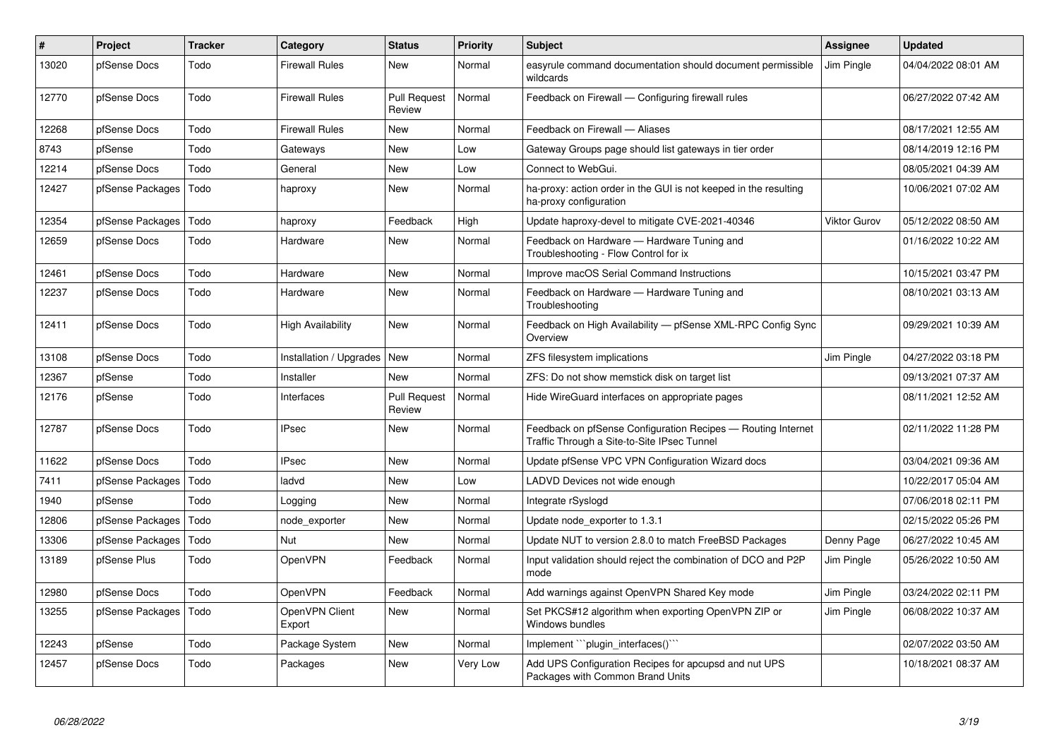| # | Project | Tracker | Category | Status | Priority | Subject | Assignee | Updated |
|---|---|---|---|---|---|---|---|---|
| 13020 | pfSense Docs | Todo | Firewall Rules | New | Normal | easyrule command documentation should document permissible wildcards | Jim Pingle | 04/04/2022 08:01 AM |
| 12770 | pfSense Docs | Todo | Firewall Rules | Pull Request Review | Normal | Feedback on Firewall — Configuring firewall rules | | 06/27/2022 07:42 AM |
| 12268 | pfSense Docs | Todo | Firewall Rules | New | Normal | Feedback on Firewall — Aliases | | 08/17/2021 12:55 AM |
| 8743 | pfSense | Todo | Gateways | New | Low | Gateway Groups page should list gateways in tier order | | 08/14/2019 12:16 PM |
| 12214 | pfSense Docs | Todo | General | New | Low | Connect to WebGui. | | 08/05/2021 04:39 AM |
| 12427 | pfSense Packages | Todo | haproxy | New | Normal | ha-proxy: action order in the GUI is not keeped in the resulting ha-proxy configuration | | 10/06/2021 07:02 AM |
| 12354 | pfSense Packages | Todo | haproxy | Feedback | High | Update haproxy-devel to mitigate CVE-2021-40346 | Viktor Gurov | 05/12/2022 08:50 AM |
| 12659 | pfSense Docs | Todo | Hardware | New | Normal | Feedback on Hardware — Hardware Tuning and Troubleshooting - Flow Control for ix | | 01/16/2022 10:22 AM |
| 12461 | pfSense Docs | Todo | Hardware | New | Normal | Improve macOS Serial Command Instructions | | 10/15/2021 03:47 PM |
| 12237 | pfSense Docs | Todo | Hardware | New | Normal | Feedback on Hardware — Hardware Tuning and Troubleshooting | | 08/10/2021 03:13 AM |
| 12411 | pfSense Docs | Todo | High Availability | New | Normal | Feedback on High Availability — pfSense XML-RPC Config Sync Overview | | 09/29/2021 10:39 AM |
| 13108 | pfSense Docs | Todo | Installation / Upgrades | New | Normal | ZFS filesystem implications | Jim Pingle | 04/27/2022 03:18 PM |
| 12367 | pfSense | Todo | Installer | New | Normal | ZFS: Do not show memstick disk on target list | | 09/13/2021 07:37 AM |
| 12176 | pfSense | Todo | Interfaces | Pull Request Review | Normal | Hide WireGuard interfaces on appropriate pages | | 08/11/2021 12:52 AM |
| 12787 | pfSense Docs | Todo | IPsec | New | Normal | Feedback on pfSense Configuration Recipes — Routing Internet Traffic Through a Site-to-Site IPsec Tunnel | | 02/11/2022 11:28 PM |
| 11622 | pfSense Docs | Todo | IPsec | New | Normal | Update pfSense VPC VPN Configuration Wizard docs | | 03/04/2021 09:36 AM |
| 7411 | pfSense Packages | Todo | ladvd | New | Low | LADVD Devices not wide enough | | 10/22/2017 05:04 AM |
| 1940 | pfSense | Todo | Logging | New | Normal | Integrate rSyslogd | | 07/06/2018 02:11 PM |
| 12806 | pfSense Packages | Todo | node_exporter | New | Normal | Update node_exporter to 1.3.1 | | 02/15/2022 05:26 PM |
| 13306 | pfSense Packages | Todo | Nut | New | Normal | Update NUT to version 2.8.0 to match FreeBSD Packages | Denny Page | 06/27/2022 10:45 AM |
| 13189 | pfSense Plus | Todo | OpenVPN | Feedback | Normal | Input validation should reject the combination of DCO and P2P mode | Jim Pingle | 05/26/2022 10:50 AM |
| 12980 | pfSense Docs | Todo | OpenVPN | Feedback | Normal | Add warnings against OpenVPN Shared Key mode | Jim Pingle | 03/24/2022 02:11 PM |
| 13255 | pfSense Packages | Todo | OpenVPN Client Export | New | Normal | Set PKCS#12 algorithm when exporting OpenVPN ZIP or Windows bundles | Jim Pingle | 06/08/2022 10:37 AM |
| 12243 | pfSense | Todo | Package System | New | Normal | Implement ```plugin_interfaces()``` | | 02/07/2022 03:50 AM |
| 12457 | pfSense Docs | Todo | Packages | New | Very Low | Add UPS Configuration Recipes for apcupsd and nut UPS Packages with Common Brand Units | | 10/18/2021 08:37 AM |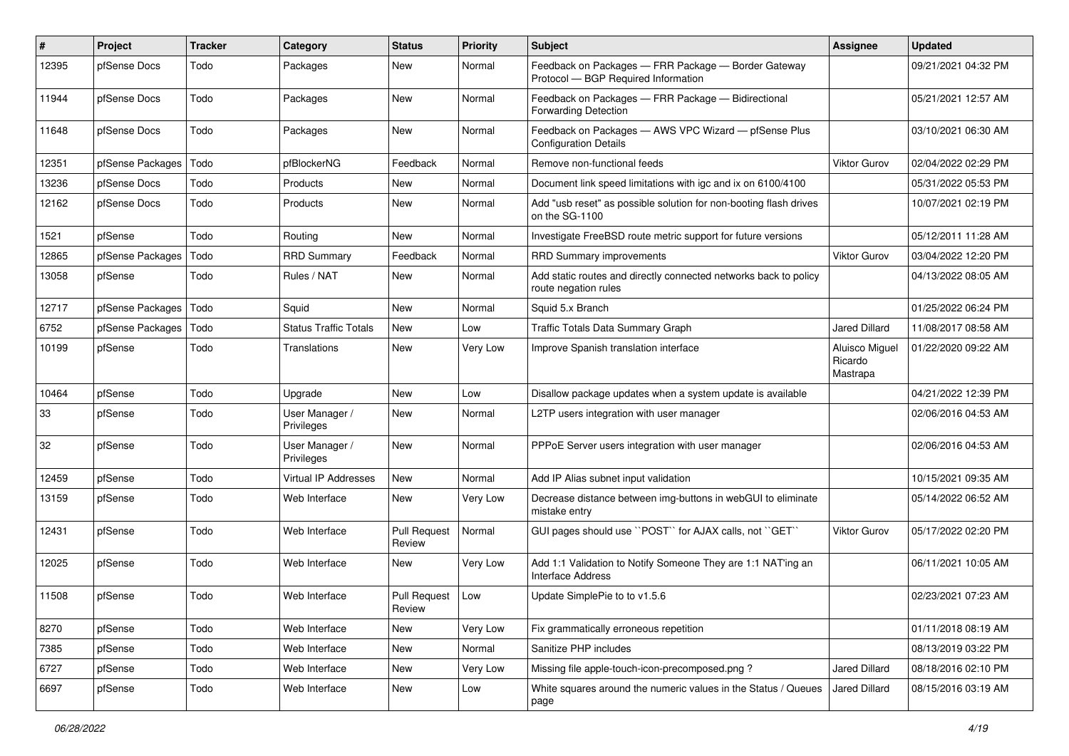| # | Project | Tracker | Category | Status | Priority | Subject | Assignee | Updated |
|---|---|---|---|---|---|---|---|---|
| 12395 | pfSense Docs | Todo | Packages | New | Normal | Feedback on Packages — FRR Package — Border Gateway Protocol — BGP Required Information | | 09/21/2021 04:32 PM |
| 11944 | pfSense Docs | Todo | Packages | New | Normal | Feedback on Packages — FRR Package — Bidirectional Forwarding Detection | | 05/21/2021 12:57 AM |
| 11648 | pfSense Docs | Todo | Packages | New | Normal | Feedback on Packages — AWS VPC Wizard — pfSense Plus Configuration Details | | 03/10/2021 06:30 AM |
| 12351 | pfSense Packages | Todo | pfBlockerNG | Feedback | Normal | Remove non-functional feeds | Viktor Gurov | 02/04/2022 02:29 PM |
| 13236 | pfSense Docs | Todo | Products | New | Normal | Document link speed limitations with igc and ix on 6100/4100 | | 05/31/2022 05:53 PM |
| 12162 | pfSense Docs | Todo | Products | New | Normal | Add "usb reset" as possible solution for non-booting flash drives on the SG-1100 | | 10/07/2021 02:19 PM |
| 1521 | pfSense | Todo | Routing | New | Normal | Investigate FreeBSD route metric support for future versions | | 05/12/2011 11:28 AM |
| 12865 | pfSense Packages | Todo | RRD Summary | Feedback | Normal | RRD Summary improvements | Viktor Gurov | 03/04/2022 12:20 PM |
| 13058 | pfSense | Todo | Rules / NAT | New | Normal | Add static routes and directly connected networks back to policy route negation rules | | 04/13/2022 08:05 AM |
| 12717 | pfSense Packages | Todo | Squid | New | Normal | Squid 5.x Branch | | 01/25/2022 06:24 PM |
| 6752 | pfSense Packages | Todo | Status Traffic Totals | New | Low | Traffic Totals Data Summary Graph | Jared Dillard | 11/08/2017 08:58 AM |
| 10199 | pfSense | Todo | Translations | New | Very Low | Improve Spanish translation interface | Aluisco Miguel Ricardo Mastrapa | 01/22/2020 09:22 AM |
| 10464 | pfSense | Todo | Upgrade | New | Low | Disallow package updates when a system update is available | | 04/21/2022 12:39 PM |
| 33 | pfSense | Todo | User Manager / Privileges | New | Normal | L2TP users integration with user manager | | 02/06/2016 04:53 AM |
| 32 | pfSense | Todo | User Manager / Privileges | New | Normal | PPPoE Server users integration with user manager | | 02/06/2016 04:53 AM |
| 12459 | pfSense | Todo | Virtual IP Addresses | New | Normal | Add IP Alias subnet input validation | | 10/15/2021 09:35 AM |
| 13159 | pfSense | Todo | Web Interface | New | Very Low | Decrease distance between img-buttons in webGUI to eliminate mistake entry | | 05/14/2022 06:52 AM |
| 12431 | pfSense | Todo | Web Interface | Pull Request Review | Normal | GUI pages should use ``POST`` for AJAX calls, not ``GET`` | Viktor Gurov | 05/17/2022 02:20 PM |
| 12025 | pfSense | Todo | Web Interface | New | Very Low | Add 1:1 Validation to Notify Someone They are 1:1 NAT'ing an Interface Address | | 06/11/2021 10:05 AM |
| 11508 | pfSense | Todo | Web Interface | Pull Request Review | Low | Update SimplePie to to v1.5.6 | | 02/23/2021 07:23 AM |
| 8270 | pfSense | Todo | Web Interface | New | Very Low | Fix grammatically erroneous repetition | | 01/11/2018 08:19 AM |
| 7385 | pfSense | Todo | Web Interface | New | Normal | Sanitize PHP includes | | 08/13/2019 03:22 PM |
| 6727 | pfSense | Todo | Web Interface | New | Very Low | Missing file apple-touch-icon-precomposed.png ? | Jared Dillard | 08/18/2016 02:10 PM |
| 6697 | pfSense | Todo | Web Interface | New | Low | White squares around the numeric values in the Status / Queues page | Jared Dillard | 08/15/2016 03:19 AM |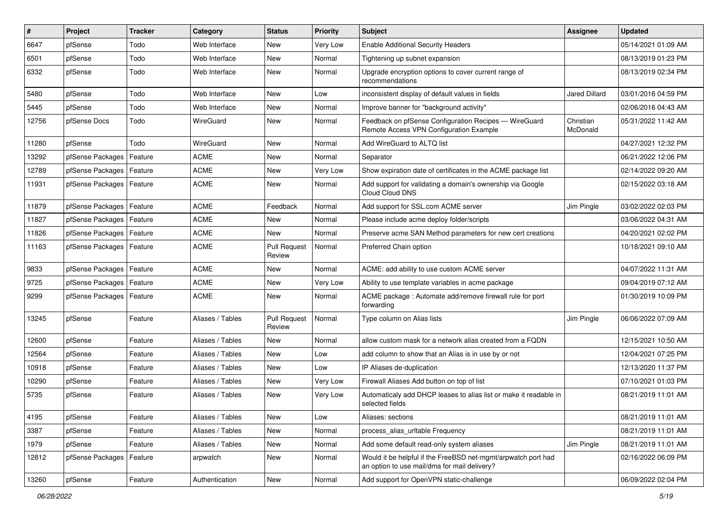| # | Project | Tracker | Category | Status | Priority | Subject | Assignee | Updated |
|---|---|---|---|---|---|---|---|---|
| 6647 | pfSense | Todo | Web Interface | New | Very Low | Enable Additional Security Headers | | 05/14/2021 01:09 AM |
| 6501 | pfSense | Todo | Web Interface | New | Normal | Tightening up subnet expansion | | 08/13/2019 01:23 PM |
| 6332 | pfSense | Todo | Web Interface | New | Normal | Upgrade encryption options to cover current range of recommendations | | 08/13/2019 02:34 PM |
| 5480 | pfSense | Todo | Web Interface | New | Low | inconsistent display of default values in fields | Jared Dillard | 03/01/2016 04:59 PM |
| 5445 | pfSense | Todo | Web Interface | New | Normal | Improve banner for "background activity" | | 02/06/2016 04:43 AM |
| 12756 | pfSense Docs | Todo | WireGuard | New | Normal | Feedback on pfSense Configuration Recipes — WireGuard Remote Access VPN Configuration Example | Christian McDonald | 05/31/2022 11:42 AM |
| 11280 | pfSense | Todo | WireGuard | New | Normal | Add WireGuard to ALTQ list | | 04/27/2021 12:32 PM |
| 13292 | pfSense Packages | Feature | ACME | New | Normal | Separator | | 06/21/2022 12:06 PM |
| 12789 | pfSense Packages | Feature | ACME | New | Very Low | Show expiration date of certificates in the ACME package list | | 02/14/2022 09:20 AM |
| 11931 | pfSense Packages | Feature | ACME | New | Normal | Add support for validating a domain's ownership via Google Cloud Cloud DNS | | 02/15/2022 03:18 AM |
| 11879 | pfSense Packages | Feature | ACME | Feedback | Normal | Add support for SSL.com ACME server | Jim Pingle | 03/02/2022 02:03 PM |
| 11827 | pfSense Packages | Feature | ACME | New | Normal | Please include acme deploy folder/scripts | | 03/06/2022 04:31 AM |
| 11826 | pfSense Packages | Feature | ACME | New | Normal | Preserve acme SAN Method parameters for new cert creations | | 04/20/2021 02:02 PM |
| 11163 | pfSense Packages | Feature | ACME | Pull Request Review | Normal | Preferred Chain option | | 10/18/2021 09:10 AM |
| 9833 | pfSense Packages | Feature | ACME | New | Normal | ACME: add ability to use custom ACME server | | 04/07/2022 11:31 AM |
| 9725 | pfSense Packages | Feature | ACME | New | Very Low | Ability to use template variables in acme package | | 09/04/2019 07:12 AM |
| 9299 | pfSense Packages | Feature | ACME | New | Normal | ACME package : Automate add/remove firewall rule for port forwarding | | 01/30/2019 10:09 PM |
| 13245 | pfSense | Feature | Aliases / Tables | Pull Request Review | Normal | Type column on Alias lists | Jim Pingle | 06/06/2022 07:09 AM |
| 12600 | pfSense | Feature | Aliases / Tables | New | Normal | allow custom mask for a network alias created from a FQDN | | 12/15/2021 10:50 AM |
| 12564 | pfSense | Feature | Aliases / Tables | New | Low | add column to show that an Alias is in use by or not | | 12/04/2021 07:25 PM |
| 10918 | pfSense | Feature | Aliases / Tables | New | Low | IP Aliases de-duplication | | 12/13/2020 11:37 PM |
| 10290 | pfSense | Feature | Aliases / Tables | New | Very Low | Firewall Aliases Add button on top of list | | 07/10/2021 01:03 PM |
| 5735 | pfSense | Feature | Aliases / Tables | New | Very Low | Automaticaly add DHCP leases to alias list or make it readable in selected fields | | 08/21/2019 11:01 AM |
| 4195 | pfSense | Feature | Aliases / Tables | New | Low | Aliases: sections | | 08/21/2019 11:01 AM |
| 3387 | pfSense | Feature | Aliases / Tables | New | Normal | process_alias_urltable Frequency | | 08/21/2019 11:01 AM |
| 1979 | pfSense | Feature | Aliases / Tables | New | Normal | Add some default read-only system aliases | Jim Pingle | 08/21/2019 11:01 AM |
| 12812 | pfSense Packages | Feature | arpwatch | New | Normal | Would it be helpful if the FreeBSD net-mgmt/arpwatch port had an option to use mail/dma for mail delivery? | | 02/16/2022 06:09 PM |
| 13260 | pfSense | Feature | Authentication | New | Normal | Add support for OpenVPN static-challenge | | 06/09/2022 02:04 PM |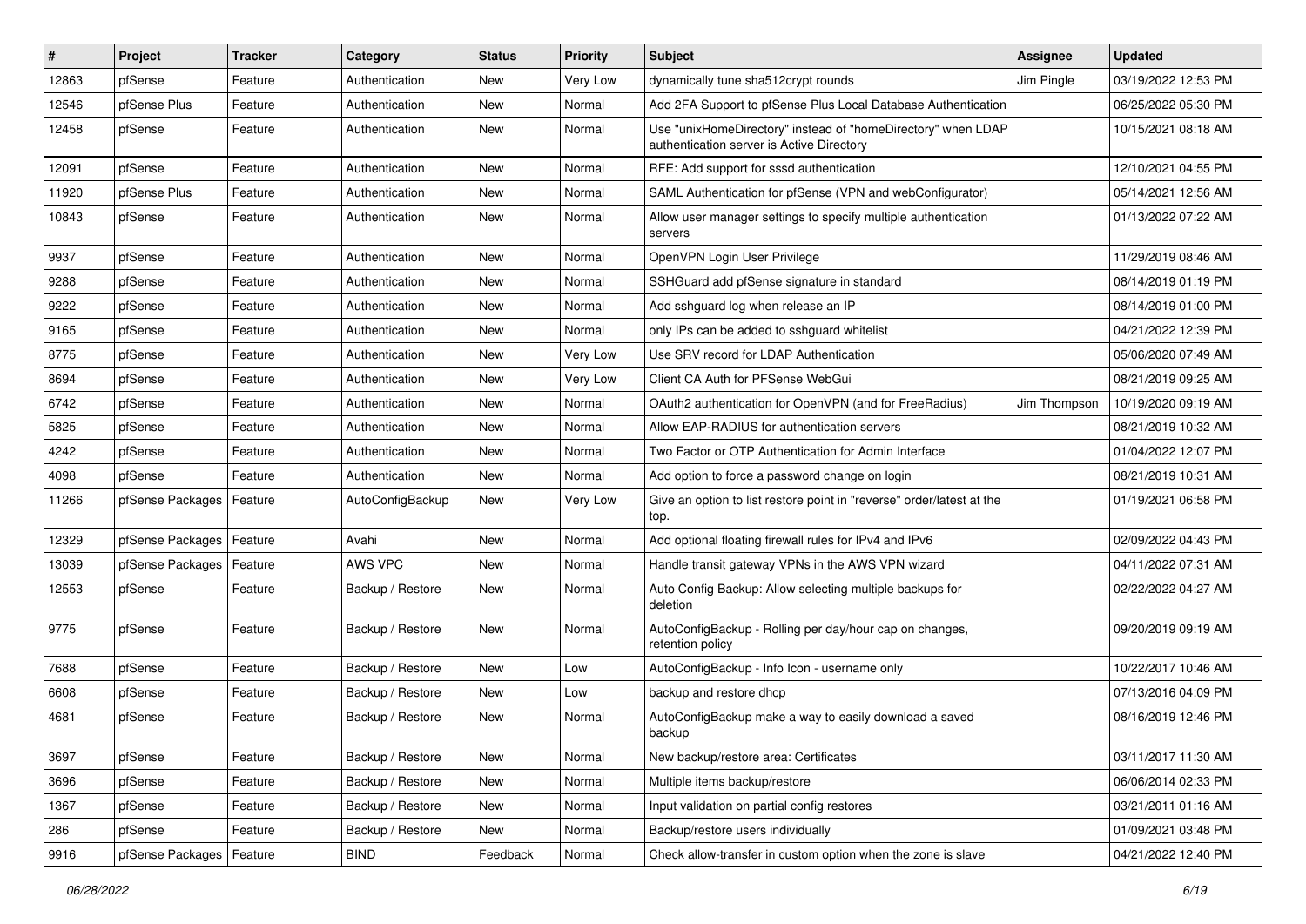| # | Project | Tracker | Category | Status | Priority | Subject | Assignee | Updated |
|---|---|---|---|---|---|---|---|---|
| 12863 | pfSense | Feature | Authentication | New | Very Low | dynamically tune sha512crypt rounds | Jim Pingle | 03/19/2022 12:53 PM |
| 12546 | pfSense Plus | Feature | Authentication | New | Normal | Add 2FA Support to pfSense Plus Local Database Authentication | | 06/25/2022 05:30 PM |
| 12458 | pfSense | Feature | Authentication | New | Normal | Use "unixHomeDirectory" instead of "homeDirectory" when LDAP authentication server is Active Directory | | 10/15/2021 08:18 AM |
| 12091 | pfSense | Feature | Authentication | New | Normal | RFE: Add support for sssd authentication | | 12/10/2021 04:55 PM |
| 11920 | pfSense Plus | Feature | Authentication | New | Normal | SAML Authentication for pfSense (VPN and webConfigurator) | | 05/14/2021 12:56 AM |
| 10843 | pfSense | Feature | Authentication | New | Normal | Allow user manager settings to specify multiple authentication servers | | 01/13/2022 07:22 AM |
| 9937 | pfSense | Feature | Authentication | New | Normal | OpenVPN Login User Privilege | | 11/29/2019 08:46 AM |
| 9288 | pfSense | Feature | Authentication | New | Normal | SSHGuard add pfSense signature in standard | | 08/14/2019 01:19 PM |
| 9222 | pfSense | Feature | Authentication | New | Normal | Add sshguard log when release an IP | | 08/14/2019 01:00 PM |
| 9165 | pfSense | Feature | Authentication | New | Normal | only IPs can be added to sshguard whitelist | | 04/21/2022 12:39 PM |
| 8775 | pfSense | Feature | Authentication | New | Very Low | Use SRV record for LDAP Authentication | | 05/06/2020 07:49 AM |
| 8694 | pfSense | Feature | Authentication | New | Very Low | Client CA Auth for PFSense WebGui | | 08/21/2019 09:25 AM |
| 6742 | pfSense | Feature | Authentication | New | Normal | OAuth2 authentication for OpenVPN (and for FreeRadius) | Jim Thompson | 10/19/2020 09:19 AM |
| 5825 | pfSense | Feature | Authentication | New | Normal | Allow EAP-RADIUS for authentication servers | | 08/21/2019 10:32 AM |
| 4242 | pfSense | Feature | Authentication | New | Normal | Two Factor or OTP Authentication for Admin Interface | | 01/04/2022 12:07 PM |
| 4098 | pfSense | Feature | Authentication | New | Normal | Add option to force a password change on login | | 08/21/2019 10:31 AM |
| 11266 | pfSense Packages | Feature | AutoConfigBackup | New | Very Low | Give an option to list restore point in "reverse" order/latest at the top. | | 01/19/2021 06:58 PM |
| 12329 | pfSense Packages | Feature | Avahi | New | Normal | Add optional floating firewall rules for IPv4 and IPv6 | | 02/09/2022 04:43 PM |
| 13039 | pfSense Packages | Feature | AWS VPC | New | Normal | Handle transit gateway VPNs in the AWS VPN wizard | | 04/11/2022 07:31 AM |
| 12553 | pfSense | Feature | Backup / Restore | New | Normal | Auto Config Backup: Allow selecting multiple backups for deletion | | 02/22/2022 04:27 AM |
| 9775 | pfSense | Feature | Backup / Restore | New | Normal | AutoConfigBackup - Rolling per day/hour cap on changes, retention policy | | 09/20/2019 09:19 AM |
| 7688 | pfSense | Feature | Backup / Restore | New | Low | AutoConfigBackup - Info Icon - username only | | 10/22/2017 10:46 AM |
| 6608 | pfSense | Feature | Backup / Restore | New | Low | backup and restore dhcp | | 07/13/2016 04:09 PM |
| 4681 | pfSense | Feature | Backup / Restore | New | Normal | AutoConfigBackup make a way to easily download a saved backup | | 08/16/2019 12:46 PM |
| 3697 | pfSense | Feature | Backup / Restore | New | Normal | New backup/restore area: Certificates | | 03/11/2017 11:30 AM |
| 3696 | pfSense | Feature | Backup / Restore | New | Normal | Multiple items backup/restore | | 06/06/2014 02:33 PM |
| 1367 | pfSense | Feature | Backup / Restore | New | Normal | Input validation on partial config restores | | 03/21/2011 01:16 AM |
| 286 | pfSense | Feature | Backup / Restore | New | Normal | Backup/restore users individually | | 01/09/2021 03:48 PM |
| 9916 | pfSense Packages | Feature | BIND | Feedback | Normal | Check allow-transfer in custom option when the zone is slave | | 04/21/2022 12:40 PM |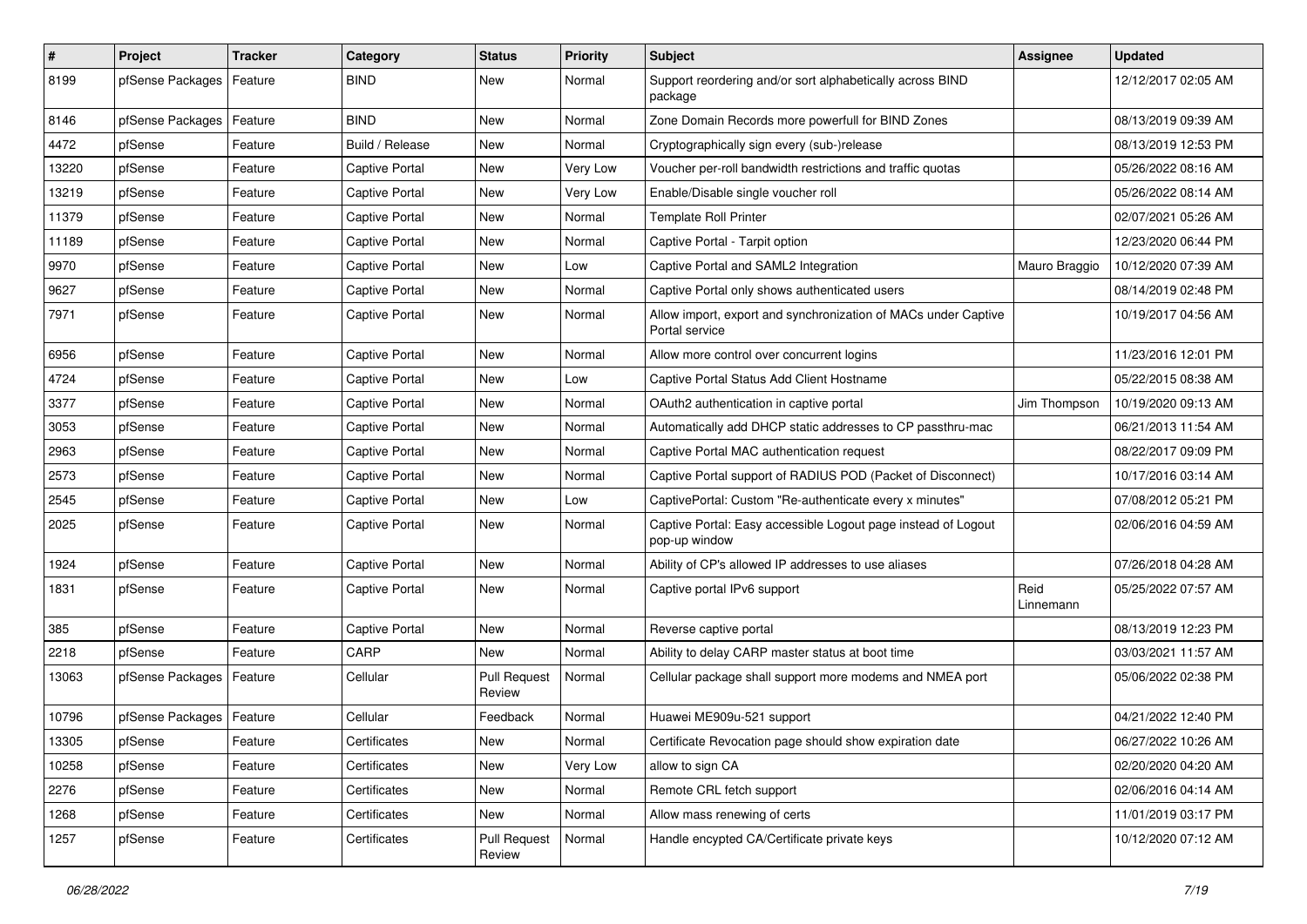| # | Project | Tracker | Category | Status | Priority | Subject | Assignee | Updated |
|---|---|---|---|---|---|---|---|---|
| 8199 | pfSense Packages | Feature | BIND | New | Normal | Support reordering and/or sort alphabetically across BIND package | | 12/12/2017 02:05 AM |
| 8146 | pfSense Packages | Feature | BIND | New | Normal | Zone Domain Records more powerfull for BIND Zones | | 08/13/2019 09:39 AM |
| 4472 | pfSense | Feature | Build / Release | New | Normal | Cryptographically sign every (sub-)release | | 08/13/2019 12:53 PM |
| 13220 | pfSense | Feature | Captive Portal | New | Very Low | Voucher per-roll bandwidth restrictions and traffic quotas | | 05/26/2022 08:16 AM |
| 13219 | pfSense | Feature | Captive Portal | New | Very Low | Enable/Disable single voucher roll | | 05/26/2022 08:14 AM |
| 11379 | pfSense | Feature | Captive Portal | New | Normal | Template Roll Printer | | 02/07/2021 05:26 AM |
| 11189 | pfSense | Feature | Captive Portal | New | Normal | Captive Portal - Tarpit option | | 12/23/2020 06:44 PM |
| 9970 | pfSense | Feature | Captive Portal | New | Low | Captive Portal and SAML2 Integration | Mauro Braggio | 10/12/2020 07:39 AM |
| 9627 | pfSense | Feature | Captive Portal | New | Normal | Captive Portal only shows authenticated users | | 08/14/2019 02:48 PM |
| 7971 | pfSense | Feature | Captive Portal | New | Normal | Allow import, export and synchronization of MACs under Captive Portal service | | 10/19/2017 04:56 AM |
| 6956 | pfSense | Feature | Captive Portal | New | Normal | Allow more control over concurrent logins | | 11/23/2016 12:01 PM |
| 4724 | pfSense | Feature | Captive Portal | New | Low | Captive Portal Status Add Client Hostname | | 05/22/2015 08:38 AM |
| 3377 | pfSense | Feature | Captive Portal | New | Normal | OAuth2 authentication in captive portal | Jim Thompson | 10/19/2020 09:13 AM |
| 3053 | pfSense | Feature | Captive Portal | New | Normal | Automatically add DHCP static addresses to CP passthru-mac | | 06/21/2013 11:54 AM |
| 2963 | pfSense | Feature | Captive Portal | New | Normal | Captive Portal MAC authentication request | | 08/22/2017 09:09 PM |
| 2573 | pfSense | Feature | Captive Portal | New | Normal | Captive Portal support of RADIUS POD (Packet of Disconnect) | | 10/17/2016 03:14 AM |
| 2545 | pfSense | Feature | Captive Portal | New | Low | CaptivePortal: Custom "Re-authenticate every x minutes" | | 07/08/2012 05:21 PM |
| 2025 | pfSense | Feature | Captive Portal | New | Normal | Captive Portal: Easy accessible Logout page instead of Logout pop-up window | | 02/06/2016 04:59 AM |
| 1924 | pfSense | Feature | Captive Portal | New | Normal | Ability of CP's allowed IP addresses to use aliases | | 07/26/2018 04:28 AM |
| 1831 | pfSense | Feature | Captive Portal | New | Normal | Captive portal IPv6 support | Reid Linnemann | 05/25/2022 07:57 AM |
| 385 | pfSense | Feature | Captive Portal | New | Normal | Reverse captive portal | | 08/13/2019 12:23 PM |
| 2218 | pfSense | Feature | CARP | New | Normal | Ability to delay CARP master status at boot time | | 03/03/2021 11:57 AM |
| 13063 | pfSense Packages | Feature | Cellular | Pull Request Review | Normal | Cellular package shall support more modems and NMEA port | | 05/06/2022 02:38 PM |
| 10796 | pfSense Packages | Feature | Cellular | Feedback | Normal | Huawei ME909u-521 support | | 04/21/2022 12:40 PM |
| 13305 | pfSense | Feature | Certificates | New | Normal | Certificate Revocation page should show expiration date | | 06/27/2022 10:26 AM |
| 10258 | pfSense | Feature | Certificates | New | Very Low | allow to sign CA | | 02/20/2020 04:20 AM |
| 2276 | pfSense | Feature | Certificates | New | Normal | Remote CRL fetch support | | 02/06/2016 04:14 AM |
| 1268 | pfSense | Feature | Certificates | New | Normal | Allow mass renewing of certs | | 11/01/2019 03:17 PM |
| 1257 | pfSense | Feature | Certificates | Pull Request Review | Normal | Handle encypted CA/Certificate private keys | | 10/12/2020 07:12 AM |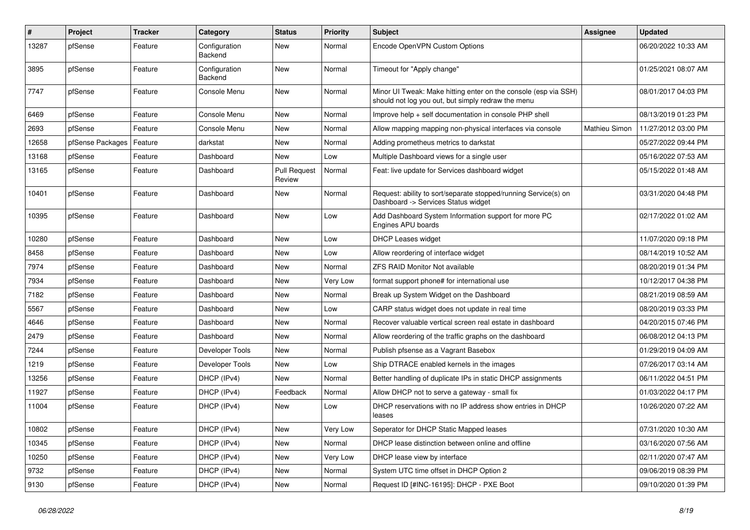| # | Project | Tracker | Category | Status | Priority | Subject | Assignee | Updated |
|---|---|---|---|---|---|---|---|---|
| 13287 | pfSense | Feature | Configuration Backend | New | Normal | Encode OpenVPN Custom Options | | 06/20/2022 10:33 AM |
| 3895 | pfSense | Feature | Configuration Backend | New | Normal | Timeout for "Apply change" | | 01/25/2021 08:07 AM |
| 7747 | pfSense | Feature | Console Menu | New | Normal | Minor UI Tweak: Make hitting enter on the console (esp via SSH) should not log you out, but simply redraw the menu | | 08/01/2017 04:03 PM |
| 6469 | pfSense | Feature | Console Menu | New | Normal | Improve help + self documentation in console PHP shell | | 08/13/2019 01:23 PM |
| 2693 | pfSense | Feature | Console Menu | New | Normal | Allow mapping mapping non-physical interfaces via console | Mathieu Simon | 11/27/2012 03:00 PM |
| 12658 | pfSense Packages | Feature | darkstat | New | Normal | Adding prometheus metrics to darkstat | | 05/27/2022 09:44 PM |
| 13168 | pfSense | Feature | Dashboard | New | Low | Multiple Dashboard views for a single user | | 05/16/2022 07:53 AM |
| 13165 | pfSense | Feature | Dashboard | Pull Request Review | Normal | Feat: live update for Services dashboard widget | | 05/15/2022 01:48 AM |
| 10401 | pfSense | Feature | Dashboard | New | Normal | Request: ability to sort/separate stopped/running Service(s) on Dashboard -> Services Status widget | | 03/31/2020 04:48 PM |
| 10395 | pfSense | Feature | Dashboard | New | Low | Add Dashboard System Information support for more PC Engines APU boards | | 02/17/2022 01:02 AM |
| 10280 | pfSense | Feature | Dashboard | New | Low | DHCP Leases widget | | 11/07/2020 09:18 PM |
| 8458 | pfSense | Feature | Dashboard | New | Low | Allow reordering of interface widget | | 08/14/2019 10:52 AM |
| 7974 | pfSense | Feature | Dashboard | New | Normal | ZFS RAID Monitor Not available | | 08/20/2019 01:34 PM |
| 7934 | pfSense | Feature | Dashboard | New | Very Low | format support phone# for international use | | 10/12/2017 04:38 PM |
| 7182 | pfSense | Feature | Dashboard | New | Normal | Break up System Widget on the Dashboard | | 08/21/2019 08:59 AM |
| 5567 | pfSense | Feature | Dashboard | New | Low | CARP status widget does not update in real time | | 08/20/2019 03:33 PM |
| 4646 | pfSense | Feature | Dashboard | New | Normal | Recover valuable vertical screen real estate in dashboard | | 04/20/2015 07:46 PM |
| 2479 | pfSense | Feature | Dashboard | New | Normal | Allow reordering of the traffic graphs on the dashboard | | 06/08/2012 04:13 PM |
| 7244 | pfSense | Feature | Developer Tools | New | Normal | Publish pfsense as a Vagrant Basebox | | 01/29/2019 04:09 AM |
| 1219 | pfSense | Feature | Developer Tools | New | Low | Ship DTRACE enabled kernels in the images | | 07/26/2017 03:14 AM |
| 13256 | pfSense | Feature | DHCP (IPv4) | New | Normal | Better handling of duplicate IPs in static DHCP assignments | | 06/11/2022 04:51 PM |
| 11927 | pfSense | Feature | DHCP (IPv4) | Feedback | Normal | Allow DHCP not to serve a gateway - small fix | | 01/03/2022 04:17 PM |
| 11004 | pfSense | Feature | DHCP (IPv4) | New | Low | DHCP reservations with no IP address show entries in DHCP leases | | 10/26/2020 07:22 AM |
| 10802 | pfSense | Feature | DHCP (IPv4) | New | Very Low | Seperator for DHCP Static Mapped leases | | 07/31/2020 10:30 AM |
| 10345 | pfSense | Feature | DHCP (IPv4) | New | Normal | DHCP lease distinction between online and offline | | 03/16/2020 07:56 AM |
| 10250 | pfSense | Feature | DHCP (IPv4) | New | Very Low | DHCP lease view by interface | | 02/11/2020 07:47 AM |
| 9732 | pfSense | Feature | DHCP (IPv4) | New | Normal | System UTC time offset in DHCP Option 2 | | 09/06/2019 08:39 PM |
| 9130 | pfSense | Feature | DHCP (IPv4) | New | Normal | Request ID [#INC-16195]: DHCP - PXE Boot | | 09/10/2020 01:39 PM |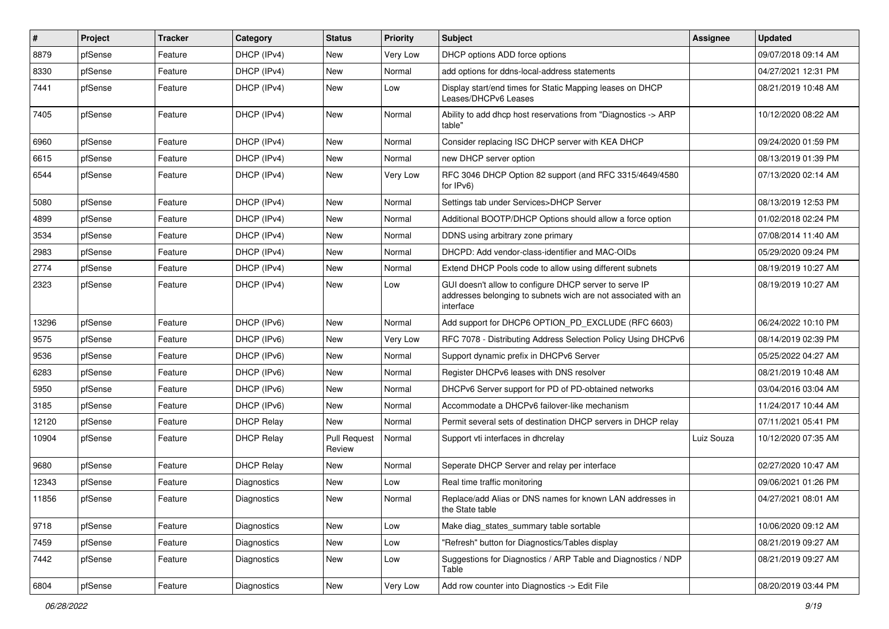| # | Project | Tracker | Category | Status | Priority | Subject | Assignee | Updated |
|---|---|---|---|---|---|---|---|---|
| 8879 | pfSense | Feature | DHCP (IPv4) | New | Very Low | DHCP options ADD force options | | 09/07/2018 09:14 AM |
| 8330 | pfSense | Feature | DHCP (IPv4) | New | Normal | add options for ddns-local-address statements | | 04/27/2021 12:31 PM |
| 7441 | pfSense | Feature | DHCP (IPv4) | New | Low | Display start/end times for Static Mapping leases on DHCP Leases/DHCPv6 Leases | | 08/21/2019 10:48 AM |
| 7405 | pfSense | Feature | DHCP (IPv4) | New | Normal | Ability to add dhcp host reservations from "Diagnostics -> ARP table" | | 10/12/2020 08:22 AM |
| 6960 | pfSense | Feature | DHCP (IPv4) | New | Normal | Consider replacing ISC DHCP server with KEA DHCP | | 09/24/2020 01:59 PM |
| 6615 | pfSense | Feature | DHCP (IPv4) | New | Normal | new DHCP server option | | 08/13/2019 01:39 PM |
| 6544 | pfSense | Feature | DHCP (IPv4) | New | Very Low | RFC 3046 DHCP Option 82 support (and RFC 3315/4649/4580 for IPv6) | | 07/13/2020 02:14 AM |
| 5080 | pfSense | Feature | DHCP (IPv4) | New | Normal | Settings tab under Services>DHCP Server | | 08/13/2019 12:53 PM |
| 4899 | pfSense | Feature | DHCP (IPv4) | New | Normal | Additional BOOTP/DHCP Options should allow a force option | | 01/02/2018 02:24 PM |
| 3534 | pfSense | Feature | DHCP (IPv4) | New | Normal | DDNS using arbitrary zone primary | | 07/08/2014 11:40 AM |
| 2983 | pfSense | Feature | DHCP (IPv4) | New | Normal | DHCPD: Add vendor-class-identifier and MAC-OIDs | | 05/29/2020 09:24 PM |
| 2774 | pfSense | Feature | DHCP (IPv4) | New | Normal | Extend DHCP Pools code to allow using different subnets | | 08/19/2019 10:27 AM |
| 2323 | pfSense | Feature | DHCP (IPv4) | New | Low | GUI doesn't allow to configure DHCP server to serve IP addresses belonging to subnets wich are not associated with an interface | | 08/19/2019 10:27 AM |
| 13296 | pfSense | Feature | DHCP (IPv6) | New | Normal | Add support for DHCP6 OPTION_PD_EXCLUDE (RFC 6603) | | 06/24/2022 10:10 PM |
| 9575 | pfSense | Feature | DHCP (IPv6) | New | Very Low | RFC 7078 - Distributing Address Selection Policy Using DHCPv6 | | 08/14/2019 02:39 PM |
| 9536 | pfSense | Feature | DHCP (IPv6) | New | Normal | Support dynamic prefix in DHCPv6 Server | | 05/25/2022 04:27 AM |
| 6283 | pfSense | Feature | DHCP (IPv6) | New | Normal | Register DHCPv6 leases with DNS resolver | | 08/21/2019 10:48 AM |
| 5950 | pfSense | Feature | DHCP (IPv6) | New | Normal | DHCPv6 Server support for PD of PD-obtained networks | | 03/04/2016 03:04 AM |
| 3185 | pfSense | Feature | DHCP (IPv6) | New | Normal | Accommodate a DHCPv6 failover-like mechanism | | 11/24/2017 10:44 AM |
| 12120 | pfSense | Feature | DHCP Relay | New | Normal | Permit several sets of destination DHCP servers in DHCP relay | | 07/11/2021 05:41 PM |
| 10904 | pfSense | Feature | DHCP Relay | Pull Request Review | Normal | Support vti interfaces in dhcrelay | Luiz Souza | 10/12/2020 07:35 AM |
| 9680 | pfSense | Feature | DHCP Relay | New | Normal | Seperate DHCP Server and relay per interface | | 02/27/2020 10:47 AM |
| 12343 | pfSense | Feature | Diagnostics | New | Low | Real time traffic monitoring | | 09/06/2021 01:26 PM |
| 11856 | pfSense | Feature | Diagnostics | New | Normal | Replace/add Alias or DNS names for known LAN addresses in the State table | | 04/27/2021 08:01 AM |
| 9718 | pfSense | Feature | Diagnostics | New | Low | Make diag_states_summary table sortable | | 10/06/2020 09:12 AM |
| 7459 | pfSense | Feature | Diagnostics | New | Low | "Refresh" button for Diagnostics/Tables display | | 08/21/2019 09:27 AM |
| 7442 | pfSense | Feature | Diagnostics | New | Low | Suggestions for Diagnostics / ARP Table and Diagnostics / NDP Table | | 08/21/2019 09:27 AM |
| 6804 | pfSense | Feature | Diagnostics | New | Very Low | Add row counter into Diagnostics -> Edit File | | 08/20/2019 03:44 PM |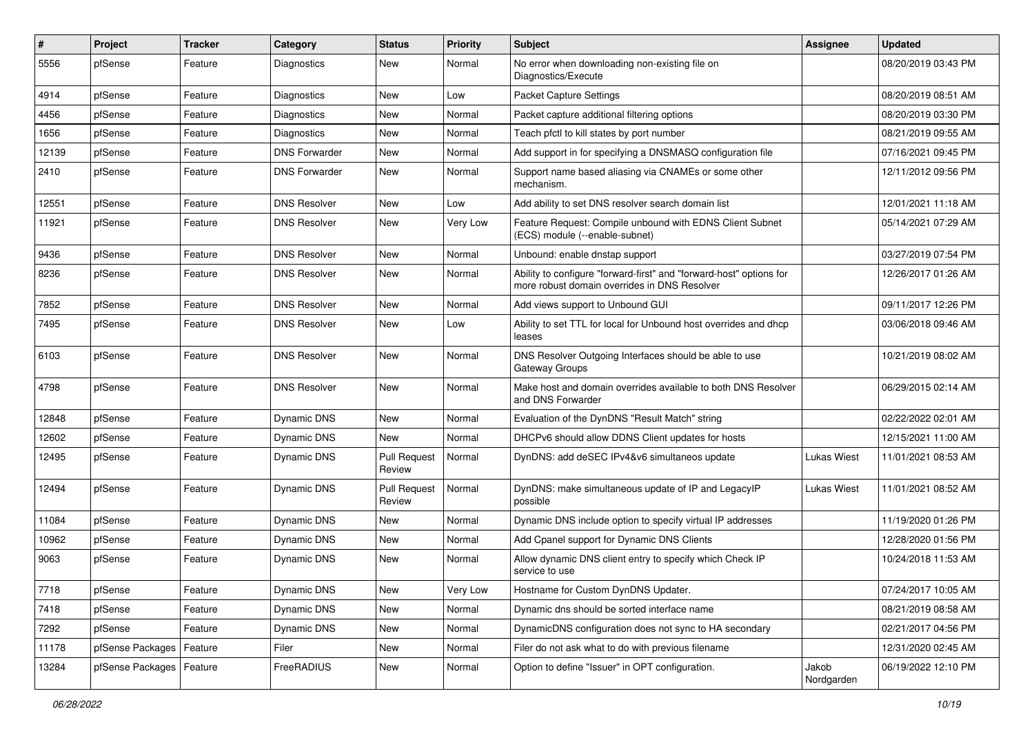| # | Project | Tracker | Category | Status | Priority | Subject | Assignee | Updated |
|---|---|---|---|---|---|---|---|---|
| 5556 | pfSense | Feature | Diagnostics | New | Normal | No error when downloading non-existing file on Diagnostics/Execute | | 08/20/2019 03:43 PM |
| 4914 | pfSense | Feature | Diagnostics | New | Low | Packet Capture Settings | | 08/20/2019 08:51 AM |
| 4456 | pfSense | Feature | Diagnostics | New | Normal | Packet capture additional filtering options | | 08/20/2019 03:30 PM |
| 1656 | pfSense | Feature | Diagnostics | New | Normal | Teach pfctl to kill states by port number | | 08/21/2019 09:55 AM |
| 12139 | pfSense | Feature | DNS Forwarder | New | Normal | Add support in for specifying a DNSMASQ configuration file | | 07/16/2021 09:45 PM |
| 2410 | pfSense | Feature | DNS Forwarder | New | Normal | Support name based aliasing via CNAMEs or some other mechanism. | | 12/11/2012 09:56 PM |
| 12551 | pfSense | Feature | DNS Resolver | New | Low | Add ability to set DNS resolver search domain list | | 12/01/2021 11:18 AM |
| 11921 | pfSense | Feature | DNS Resolver | New | Very Low | Feature Request: Compile unbound with EDNS Client Subnet (ECS) module (--enable-subnet) | | 05/14/2021 07:29 AM |
| 9436 | pfSense | Feature | DNS Resolver | New | Normal | Unbound: enable dnstap support | | 03/27/2019 07:54 PM |
| 8236 | pfSense | Feature | DNS Resolver | New | Normal | Ability to configure "forward-first" and "forward-host" options for more robust domain overrides in DNS Resolver | | 12/26/2017 01:26 AM |
| 7852 | pfSense | Feature | DNS Resolver | New | Normal | Add views support to Unbound GUI | | 09/11/2017 12:26 PM |
| 7495 | pfSense | Feature | DNS Resolver | New | Low | Ability to set TTL for local for Unbound host overrides and dhcp leases | | 03/06/2018 09:46 AM |
| 6103 | pfSense | Feature | DNS Resolver | New | Normal | DNS Resolver Outgoing Interfaces should be able to use Gateway Groups | | 10/21/2019 08:02 AM |
| 4798 | pfSense | Feature | DNS Resolver | New | Normal | Make host and domain overrides available to both DNS Resolver and DNS Forwarder | | 06/29/2015 02:14 AM |
| 12848 | pfSense | Feature | Dynamic DNS | New | Normal | Evaluation of the DynDNS "Result Match" string | | 02/22/2022 02:01 AM |
| 12602 | pfSense | Feature | Dynamic DNS | New | Normal | DHCPv6 should allow DDNS Client updates for hosts | | 12/15/2021 11:00 AM |
| 12495 | pfSense | Feature | Dynamic DNS | Pull Request Review | Normal | DynDNS: add deSEC IPv4&v6 simultaneos update | Lukas Wiest | 11/01/2021 08:53 AM |
| 12494 | pfSense | Feature | Dynamic DNS | Pull Request Review | Normal | DynDNS: make simultaneous update of IP and LegacyIP possible | Lukas Wiest | 11/01/2021 08:52 AM |
| 11084 | pfSense | Feature | Dynamic DNS | New | Normal | Dynamic DNS include option to specify virtual IP addresses | | 11/19/2020 01:26 PM |
| 10962 | pfSense | Feature | Dynamic DNS | New | Normal | Add Cpanel support for Dynamic DNS Clients | | 12/28/2020 01:56 PM |
| 9063 | pfSense | Feature | Dynamic DNS | New | Normal | Allow dynamic DNS client entry to specify which Check IP service to use | | 10/24/2018 11:53 AM |
| 7718 | pfSense | Feature | Dynamic DNS | New | Very Low | Hostname for Custom DynDNS Updater. | | 07/24/2017 10:05 AM |
| 7418 | pfSense | Feature | Dynamic DNS | New | Normal | Dynamic dns should be sorted interface name | | 08/21/2019 08:58 AM |
| 7292 | pfSense | Feature | Dynamic DNS | New | Normal | DynamicDNS configuration does not sync to HA secondary | | 02/21/2017 04:56 PM |
| 11178 | pfSense Packages | Feature | Filer | New | Normal | Filer do not ask what to do with previous filename | | 12/31/2020 02:45 AM |
| 13284 | pfSense Packages | Feature | FreeRADIUS | New | Normal | Option to define "Issuer" in OPT configuration. | Jakob Nordgarden | 06/19/2022 12:10 PM |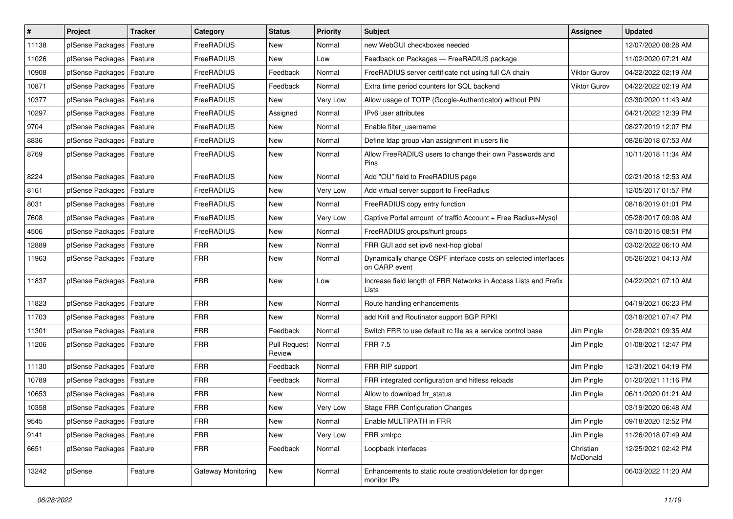| # | Project | Tracker | Category | Status | Priority | Subject | Assignee | Updated |
|---|---|---|---|---|---|---|---|---|
| 11138 | pfSense Packages | Feature | FreeRADIUS | New | Normal | new WebGUI checkboxes needed | | 12/07/2020 08:28 AM |
| 11026 | pfSense Packages | Feature | FreeRADIUS | New | Low | Feedback on Packages — FreeRADIUS package | | 11/02/2020 07:21 AM |
| 10908 | pfSense Packages | Feature | FreeRADIUS | Feedback | Normal | FreeRADIUS server certificate not using full CA chain | Viktor Gurov | 04/22/2022 02:19 AM |
| 10871 | pfSense Packages | Feature | FreeRADIUS | Feedback | Normal | Extra time period counters for SQL backend | Viktor Gurov | 04/22/2022 02:19 AM |
| 10377 | pfSense Packages | Feature | FreeRADIUS | New | Very Low | Allow usage of TOTP (Google-Authenticator) without PIN | | 03/30/2020 11:43 AM |
| 10297 | pfSense Packages | Feature | FreeRADIUS | Assigned | Normal | IPv6 user attributes | | 04/21/2022 12:39 PM |
| 9704 | pfSense Packages | Feature | FreeRADIUS | New | Normal | Enable filter_username | | 08/27/2019 12:07 PM |
| 8836 | pfSense Packages | Feature | FreeRADIUS | New | Normal | Define ldap group vlan assignment in users file | | 08/26/2018 07:53 AM |
| 8769 | pfSense Packages | Feature | FreeRADIUS | New | Normal | Allow FreeRADIUS users to change their own Passwords and Pins | | 10/11/2018 11:34 AM |
| 8224 | pfSense Packages | Feature | FreeRADIUS | New | Normal | Add "OU" field to FreeRADIUS page | | 02/21/2018 12:53 AM |
| 8161 | pfSense Packages | Feature | FreeRADIUS | New | Very Low | Add virtual server support to FreeRadius | | 12/05/2017 01:57 PM |
| 8031 | pfSense Packages | Feature | FreeRADIUS | New | Normal | FreeRADIUS copy entry function | | 08/16/2019 01:01 PM |
| 7608 | pfSense Packages | Feature | FreeRADIUS | New | Very Low | Captive Portal amount of traffic Account + Free Radius+Mysql | | 05/28/2017 09:08 AM |
| 4506 | pfSense Packages | Feature | FreeRADIUS | New | Normal | FreeRADIUS groups/hunt groups | | 03/10/2015 08:51 PM |
| 12889 | pfSense Packages | Feature | FRR | New | Normal | FRR GUI add set ipv6 next-hop global | | 03/02/2022 06:10 AM |
| 11963 | pfSense Packages | Feature | FRR | New | Normal | Dynamically change OSPF interface costs on selected interfaces on CARP event | | 05/26/2021 04:13 AM |
| 11837 | pfSense Packages | Feature | FRR | New | Low | Increase field length of FRR Networks in Access Lists and Prefix Lists | | 04/22/2021 07:10 AM |
| 11823 | pfSense Packages | Feature | FRR | New | Normal | Route handling enhancements | | 04/19/2021 06:23 PM |
| 11703 | pfSense Packages | Feature | FRR | New | Normal | add Krill and Routinator support BGP RPKI | | 03/18/2021 07:47 PM |
| 11301 | pfSense Packages | Feature | FRR | Feedback | Normal | Switch FRR to use default rc file as a service control base | Jim Pingle | 01/28/2021 09:35 AM |
| 11206 | pfSense Packages | Feature | FRR | Pull Request Review | Normal | FRR 7.5 | Jim Pingle | 01/08/2021 12:47 PM |
| 11130 | pfSense Packages | Feature | FRR | Feedback | Normal | FRR RIP support | Jim Pingle | 12/31/2021 04:19 PM |
| 10789 | pfSense Packages | Feature | FRR | Feedback | Normal | FRR integrated configuration and hitless reloads | Jim Pingle | 01/20/2021 11:16 PM |
| 10653 | pfSense Packages | Feature | FRR | New | Normal | Allow to download frr_status | Jim Pingle | 06/11/2020 01:21 AM |
| 10358 | pfSense Packages | Feature | FRR | New | Very Low | Stage FRR Configuration Changes | | 03/19/2020 06:48 AM |
| 9545 | pfSense Packages | Feature | FRR | New | Normal | Enable MULTIPATH in FRR | Jim Pingle | 09/18/2020 12:52 PM |
| 9141 | pfSense Packages | Feature | FRR | New | Very Low | FRR xmlrpc | Jim Pingle | 11/26/2018 07:49 AM |
| 6651 | pfSense Packages | Feature | FRR | Feedback | Normal | Loopback interfaces | Christian McDonald | 12/25/2021 02:42 PM |
| 13242 | pfSense | Feature | Gateway Monitoring | New | Normal | Enhancements to static route creation/deletion for dpinger monitor IPs | | 06/03/2022 11:20 AM |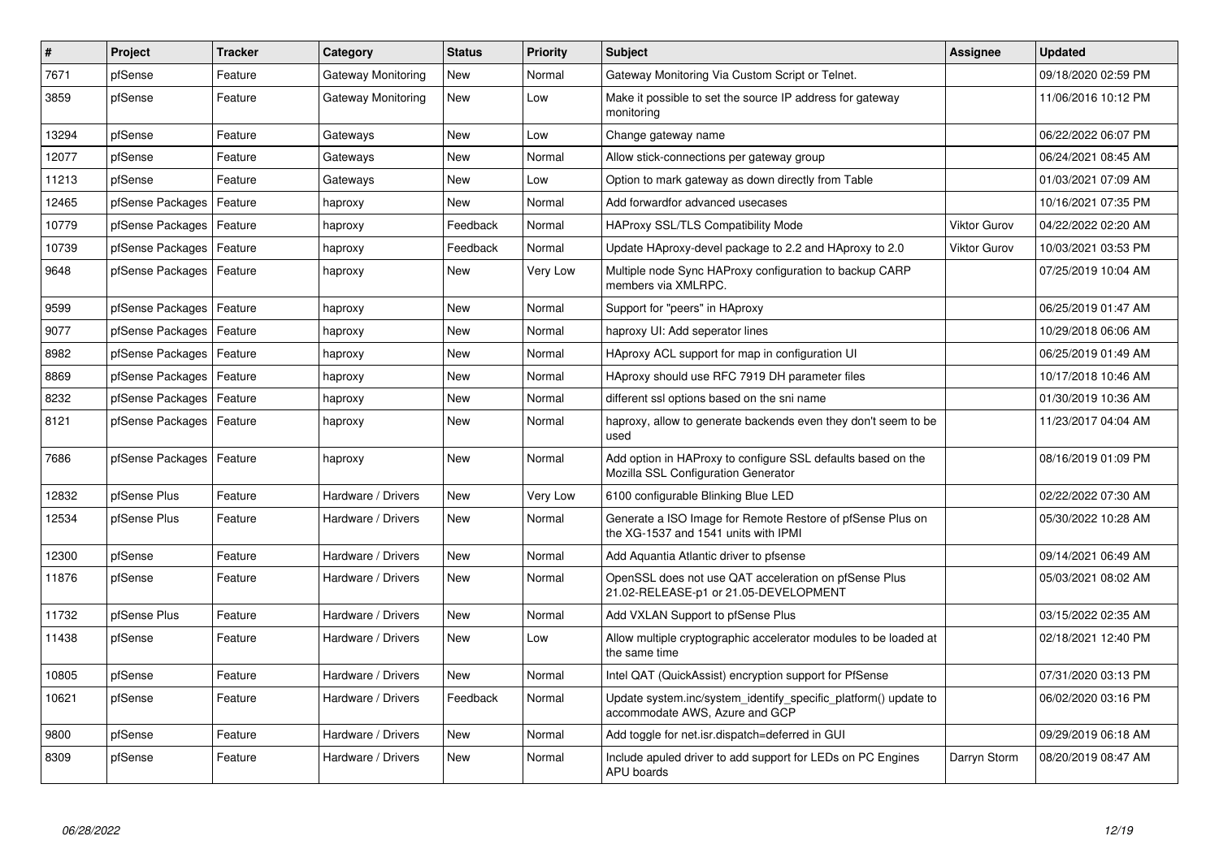| # | Project | Tracker | Category | Status | Priority | Subject | Assignee | Updated |
|---|---|---|---|---|---|---|---|---|
| 7671 | pfSense | Feature | Gateway Monitoring | New | Normal | Gateway Monitoring Via Custom Script or Telnet. | | 09/18/2020 02:59 PM |
| 3859 | pfSense | Feature | Gateway Monitoring | New | Low | Make it possible to set the source IP address for gateway monitoring | | 11/06/2016 10:12 PM |
| 13294 | pfSense | Feature | Gateways | New | Low | Change gateway name | | 06/22/2022 06:07 PM |
| 12077 | pfSense | Feature | Gateways | New | Normal | Allow stick-connections per gateway group | | 06/24/2021 08:45 AM |
| 11213 | pfSense | Feature | Gateways | New | Low | Option to mark gateway as down directly from Table | | 01/03/2021 07:09 AM |
| 12465 | pfSense Packages | Feature | haproxy | New | Normal | Add forwardfor advanced usecases | | 10/16/2021 07:35 PM |
| 10779 | pfSense Packages | Feature | haproxy | Feedback | Normal | HAProxy SSL/TLS Compatibility Mode | Viktor Gurov | 04/22/2022 02:20 AM |
| 10739 | pfSense Packages | Feature | haproxy | Feedback | Normal | Update HAproxy-devel package to 2.2 and HAproxy to 2.0 | Viktor Gurov | 10/03/2021 03:53 PM |
| 9648 | pfSense Packages | Feature | haproxy | New | Very Low | Multiple node Sync HAProxy configuration to backup CARP members via XMLRPC. | | 07/25/2019 10:04 AM |
| 9599 | pfSense Packages | Feature | haproxy | New | Normal | Support for "peers" in HAproxy | | 06/25/2019 01:47 AM |
| 9077 | pfSense Packages | Feature | haproxy | New | Normal | haproxy UI: Add seperator lines | | 10/29/2018 06:06 AM |
| 8982 | pfSense Packages | Feature | haproxy | New | Normal | HAproxy ACL support for map in configuration UI | | 06/25/2019 01:49 AM |
| 8869 | pfSense Packages | Feature | haproxy | New | Normal | HAproxy should use RFC 7919 DH parameter files | | 10/17/2018 10:46 AM |
| 8232 | pfSense Packages | Feature | haproxy | New | Normal | different ssl options based on the sni name | | 01/30/2019 10:36 AM |
| 8121 | pfSense Packages | Feature | haproxy | New | Normal | haproxy, allow to generate backends even they don't seem to be used | | 11/23/2017 04:04 AM |
| 7686 | pfSense Packages | Feature | haproxy | New | Normal | Add option in HAProxy to configure SSL defaults based on the Mozilla SSL Configuration Generator | | 08/16/2019 01:09 PM |
| 12832 | pfSense Plus | Feature | Hardware / Drivers | New | Very Low | 6100 configurable Blinking Blue LED | | 02/22/2022 07:30 AM |
| 12534 | pfSense Plus | Feature | Hardware / Drivers | New | Normal | Generate a ISO Image for Remote Restore of pfSense Plus on the XG-1537 and 1541 units with IPMI | | 05/30/2022 10:28 AM |
| 12300 | pfSense | Feature | Hardware / Drivers | New | Normal | Add Aquantia Atlantic driver to pfsense | | 09/14/2021 06:49 AM |
| 11876 | pfSense | Feature | Hardware / Drivers | New | Normal | OpenSSL does not use QAT acceleration on pfSense Plus 21.02-RELEASE-p1 or 21.05-DEVELOPMENT | | 05/03/2021 08:02 AM |
| 11732 | pfSense Plus | Feature | Hardware / Drivers | New | Normal | Add VXLAN Support to pfSense Plus | | 03/15/2022 02:35 AM |
| 11438 | pfSense | Feature | Hardware / Drivers | New | Low | Allow multiple cryptographic accelerator modules to be loaded at the same time | | 02/18/2021 12:40 PM |
| 10805 | pfSense | Feature | Hardware / Drivers | New | Normal | Intel QAT (QuickAssist) encryption support for PfSense | | 07/31/2020 03:13 PM |
| 10621 | pfSense | Feature | Hardware / Drivers | Feedback | Normal | Update system.inc/system_identify_specific_platform() update to accommodate AWS, Azure and GCP | | 06/02/2020 03:16 PM |
| 9800 | pfSense | Feature | Hardware / Drivers | New | Normal | Add toggle for net.isr.dispatch=deferred in GUI | | 09/29/2019 06:18 AM |
| 8309 | pfSense | Feature | Hardware / Drivers | New | Normal | Include apuled driver to add support for LEDs on PC Engines APU boards | Darryn Storm | 08/20/2019 08:47 AM |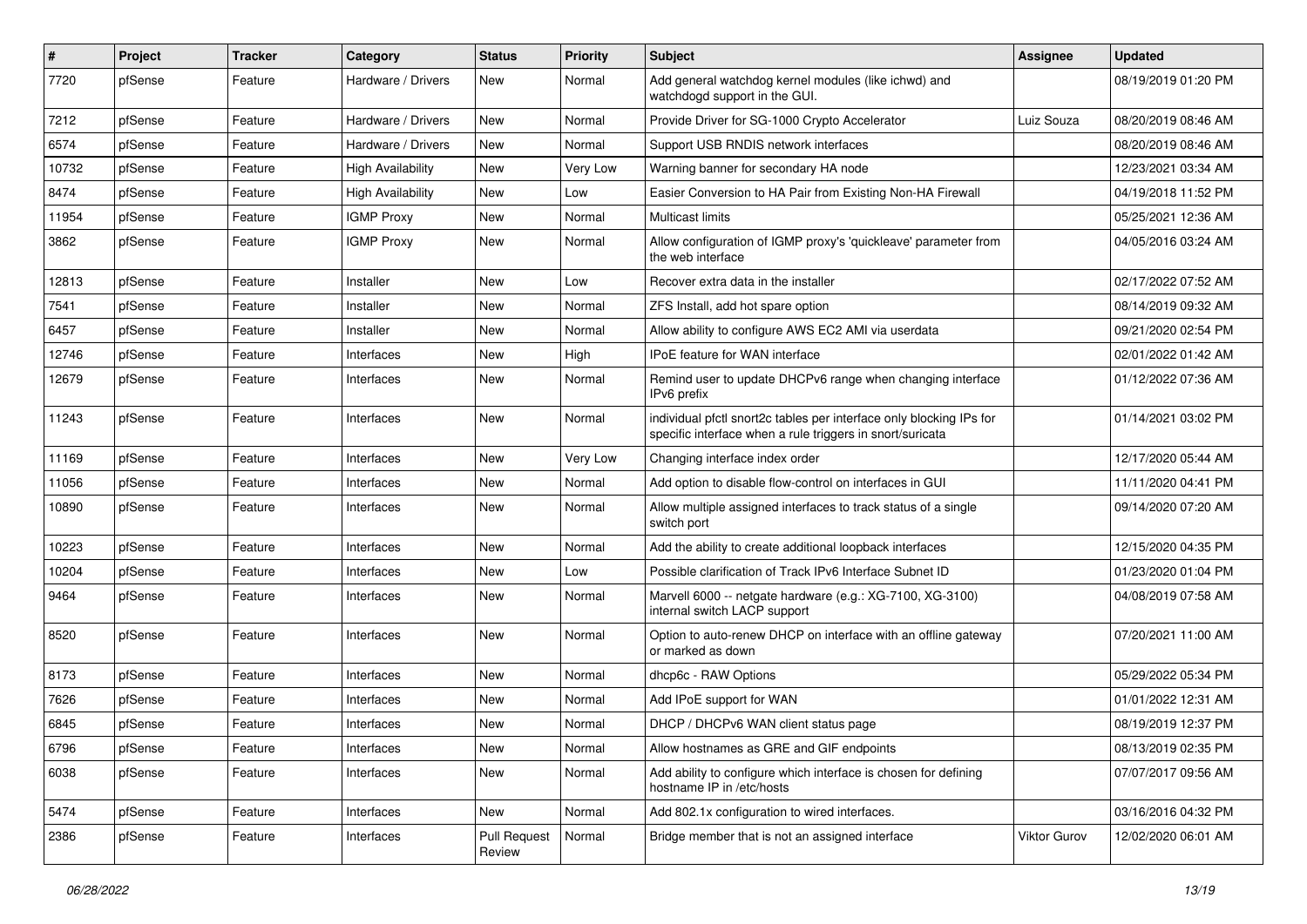| # | Project | Tracker | Category | Status | Priority | Subject | Assignee | Updated |
|---|---|---|---|---|---|---|---|---|
| 7720 | pfSense | Feature | Hardware / Drivers | New | Normal | Add general watchdog kernel modules (like ichwd) and watchdogd support in the GUI. | | 08/19/2019 01:20 PM |
| 7212 | pfSense | Feature | Hardware / Drivers | New | Normal | Provide Driver for SG-1000 Crypto Accelerator | Luiz Souza | 08/20/2019 08:46 AM |
| 6574 | pfSense | Feature | Hardware / Drivers | New | Normal | Support USB RNDIS network interfaces | | 08/20/2019 08:46 AM |
| 10732 | pfSense | Feature | High Availability | New | Very Low | Warning banner for secondary HA node | | 12/23/2021 03:34 AM |
| 8474 | pfSense | Feature | High Availability | New | Low | Easier Conversion to HA Pair from Existing Non-HA Firewall | | 04/19/2018 11:52 PM |
| 11954 | pfSense | Feature | IGMP Proxy | New | Normal | Multicast limits | | 05/25/2021 12:36 AM |
| 3862 | pfSense | Feature | IGMP Proxy | New | Normal | Allow configuration of IGMP proxy's 'quickleave' parameter from the web interface | | 04/05/2016 03:24 AM |
| 12813 | pfSense | Feature | Installer | New | Low | Recover extra data in the installer | | 02/17/2022 07:52 AM |
| 7541 | pfSense | Feature | Installer | New | Normal | ZFS Install, add hot spare option | | 08/14/2019 09:32 AM |
| 6457 | pfSense | Feature | Installer | New | Normal | Allow ability to configure AWS EC2 AMI via userdata | | 09/21/2020 02:54 PM |
| 12746 | pfSense | Feature | Interfaces | New | High | IPoE feature for WAN interface | | 02/01/2022 01:42 AM |
| 12679 | pfSense | Feature | Interfaces | New | Normal | Remind user to update DHCPv6 range when changing interface IPv6 prefix | | 01/12/2022 07:36 AM |
| 11243 | pfSense | Feature | Interfaces | New | Normal | individual pfctl snort2c tables per interface only blocking IPs for specific interface when a rule triggers in snort/suricata | | 01/14/2021 03:02 PM |
| 11169 | pfSense | Feature | Interfaces | New | Very Low | Changing interface index order | | 12/17/2020 05:44 AM |
| 11056 | pfSense | Feature | Interfaces | New | Normal | Add option to disable flow-control on interfaces in GUI | | 11/11/2020 04:41 PM |
| 10890 | pfSense | Feature | Interfaces | New | Normal | Allow multiple assigned interfaces to track status of a single switch port | | 09/14/2020 07:20 AM |
| 10223 | pfSense | Feature | Interfaces | New | Normal | Add the ability to create additional loopback interfaces | | 12/15/2020 04:35 PM |
| 10204 | pfSense | Feature | Interfaces | New | Low | Possible clarification of Track IPv6 Interface Subnet ID | | 01/23/2020 01:04 PM |
| 9464 | pfSense | Feature | Interfaces | New | Normal | Marvell 6000 -- netgate hardware (e.g.: XG-7100, XG-3100) internal switch LACP support | | 04/08/2019 07:58 AM |
| 8520 | pfSense | Feature | Interfaces | New | Normal | Option to auto-renew DHCP on interface with an offline gateway or marked as down | | 07/20/2021 11:00 AM |
| 8173 | pfSense | Feature | Interfaces | New | Normal | dhcp6c - RAW Options | | 05/29/2022 05:34 PM |
| 7626 | pfSense | Feature | Interfaces | New | Normal | Add IPoE support for WAN | | 01/01/2022 12:31 AM |
| 6845 | pfSense | Feature | Interfaces | New | Normal | DHCP / DHCPv6 WAN client status page | | 08/19/2019 12:37 PM |
| 6796 | pfSense | Feature | Interfaces | New | Normal | Allow hostnames as GRE and GIF endpoints | | 08/13/2019 02:35 PM |
| 6038 | pfSense | Feature | Interfaces | New | Normal | Add ability to configure which interface is chosen for defining hostname IP in /etc/hosts | | 07/07/2017 09:56 AM |
| 5474 | pfSense | Feature | Interfaces | New | Normal | Add 802.1x configuration to wired interfaces. | | 03/16/2016 04:32 PM |
| 2386 | pfSense | Feature | Interfaces | Pull Request Review | Normal | Bridge member that is not an assigned interface | Viktor Gurov | 12/02/2020 06:01 AM |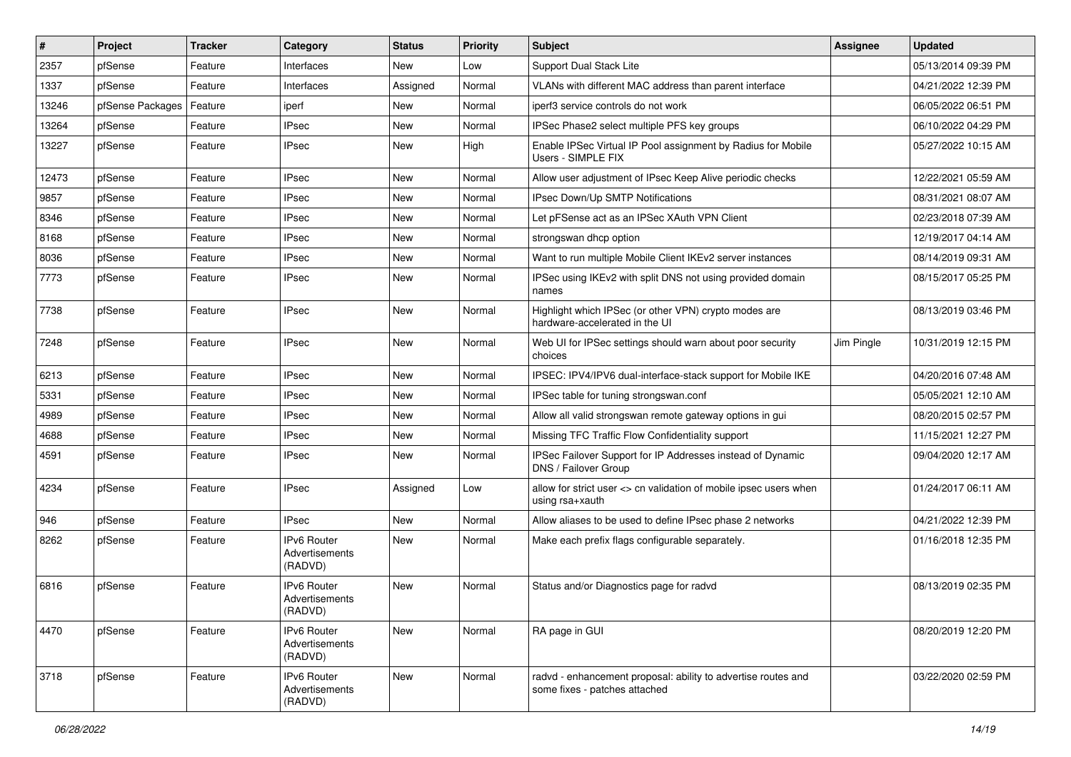| # | Project | Tracker | Category | Status | Priority | Subject | Assignee | Updated |
|---|---|---|---|---|---|---|---|---|
| 2357 | pfSense | Feature | Interfaces | New | Low | Support Dual Stack Lite | | 05/13/2014 09:39 PM |
| 1337 | pfSense | Feature | Interfaces | Assigned | Normal | VLANs with different MAC address than parent interface | | 04/21/2022 12:39 PM |
| 13246 | pfSense Packages | Feature | iperf | New | Normal | iperf3 service controls do not work | | 06/05/2022 06:51 PM |
| 13264 | pfSense | Feature | IPsec | New | Normal | IPSec Phase2 select multiple PFS key groups | | 06/10/2022 04:29 PM |
| 13227 | pfSense | Feature | IPsec | New | High | Enable IPSec Virtual IP Pool assignment by Radius for Mobile Users - SIMPLE FIX | | 05/27/2022 10:15 AM |
| 12473 | pfSense | Feature | IPsec | New | Normal | Allow user adjustment of IPsec Keep Alive periodic checks | | 12/22/2021 05:59 AM |
| 9857 | pfSense | Feature | IPsec | New | Normal | IPsec Down/Up SMTP Notifications | | 08/31/2021 08:07 AM |
| 8346 | pfSense | Feature | IPsec | New | Normal | Let pFSense act as an IPSec XAuth VPN Client | | 02/23/2018 07:39 AM |
| 8168 | pfSense | Feature | IPsec | New | Normal | strongswan dhcp option | | 12/19/2017 04:14 AM |
| 8036 | pfSense | Feature | IPsec | New | Normal | Want to run multiple Mobile Client IKEv2 server instances | | 08/14/2019 09:31 AM |
| 7773 | pfSense | Feature | IPsec | New | Normal | IPSec using IKEv2 with split DNS not using provided domain names | | 08/15/2017 05:25 PM |
| 7738 | pfSense | Feature | IPsec | New | Normal | Highlight which IPSec (or other VPN) crypto modes are hardware-accelerated in the UI | | 08/13/2019 03:46 PM |
| 7248 | pfSense | Feature | IPsec | New | Normal | Web UI for IPSec settings should warn about poor security choices | Jim Pingle | 10/31/2019 12:15 PM |
| 6213 | pfSense | Feature | IPsec | New | Normal | IPSEC: IPV4/IPV6 dual-interface-stack support for Mobile IKE | | 04/20/2016 07:48 AM |
| 5331 | pfSense | Feature | IPsec | New | Normal | IPSec table for tuning strongswan.conf | | 05/05/2021 12:10 AM |
| 4989 | pfSense | Feature | IPsec | New | Normal | Allow all valid strongswan remote gateway options in gui | | 08/20/2015 02:57 PM |
| 4688 | pfSense | Feature | IPsec | New | Normal | Missing TFC Traffic Flow Confidentiality support | | 11/15/2021 12:27 PM |
| 4591 | pfSense | Feature | IPsec | New | Normal | IPSec Failover Support for IP Addresses instead of Dynamic DNS / Failover Group | | 09/04/2020 12:17 AM |
| 4234 | pfSense | Feature | IPsec | Assigned | Low | allow for strict user <> cn validation of mobile ipsec users when using rsa+xauth | | 01/24/2017 06:11 AM |
| 946 | pfSense | Feature | IPsec | New | Normal | Allow aliases to be used to define IPsec phase 2 networks | | 04/21/2022 12:39 PM |
| 8262 | pfSense | Feature | IPv6 Router Advertisements (RADVD) | New | Normal | Make each prefix flags configurable separately. | | 01/16/2018 12:35 PM |
| 6816 | pfSense | Feature | IPv6 Router Advertisements (RADVD) | New | Normal | Status and/or Diagnostics page for radvd | | 08/13/2019 02:35 PM |
| 4470 | pfSense | Feature | IPv6 Router Advertisements (RADVD) | New | Normal | RA page in GUI | | 08/20/2019 12:20 PM |
| 3718 | pfSense | Feature | IPv6 Router Advertisements (RADVD) | New | Normal | radvd - enhancement proposal: ability to advertise routes and some fixes - patches attached | | 03/22/2020 02:59 PM |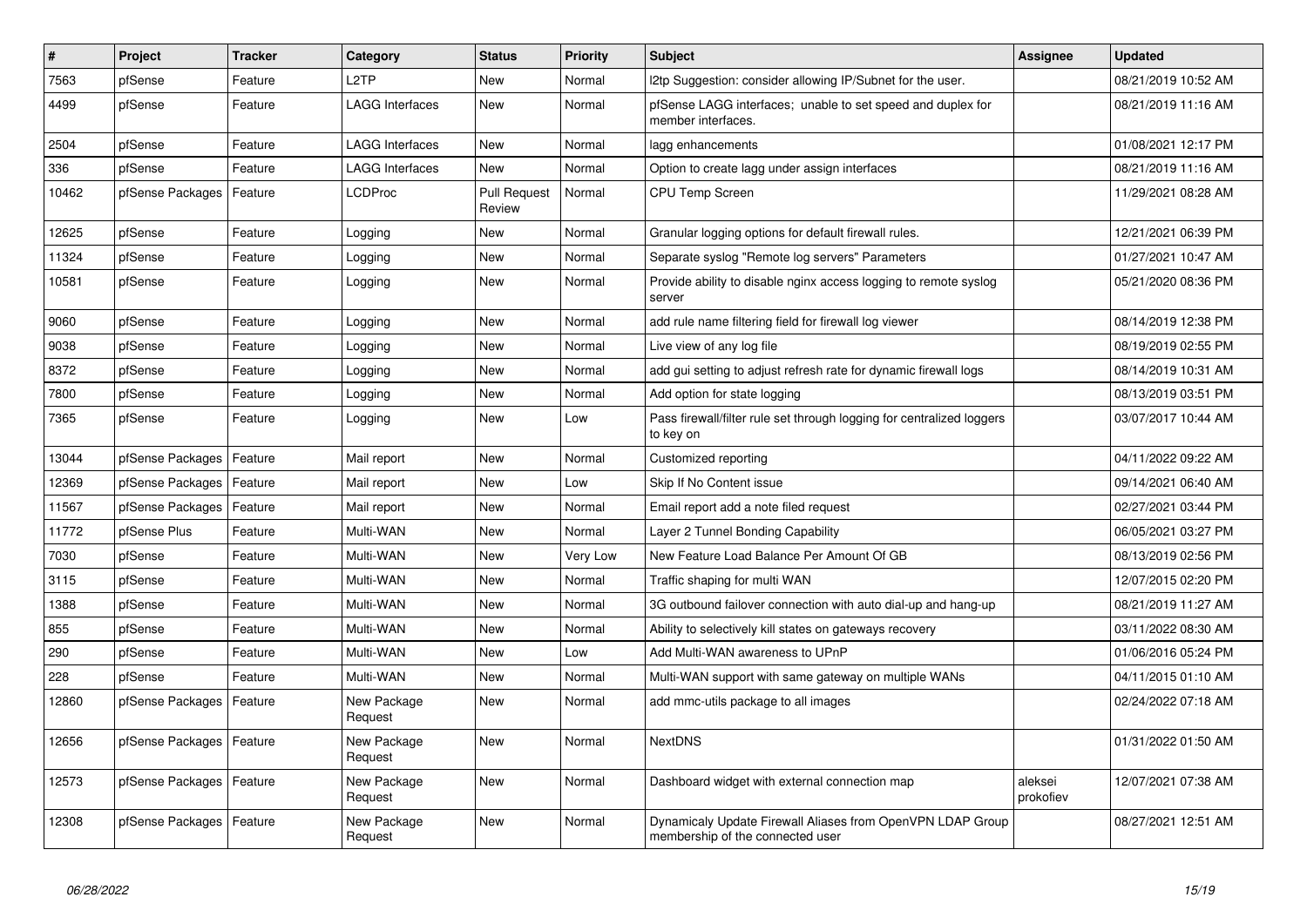| # | Project | Tracker | Category | Status | Priority | Subject | Assignee | Updated |
|---|---|---|---|---|---|---|---|---|
| 7563 | pfSense | Feature | L2TP | New | Normal | l2tp Suggestion: consider allowing IP/Subnet for the user. | | 08/21/2019 10:52 AM |
| 4499 | pfSense | Feature | LAGG Interfaces | New | Normal | pfSense LAGG interfaces; unable to set speed and duplex for member interfaces. | | 08/21/2019 11:16 AM |
| 2504 | pfSense | Feature | LAGG Interfaces | New | Normal | lagg enhancements | | 01/08/2021 12:17 PM |
| 336 | pfSense | Feature | LAGG Interfaces | New | Normal | Option to create lagg under assign interfaces | | 08/21/2019 11:16 AM |
| 10462 | pfSense Packages | Feature | LCDProc | Pull Request Review | Normal | CPU Temp Screen | | 11/29/2021 08:28 AM |
| 12625 | pfSense | Feature | Logging | New | Normal | Granular logging options for default firewall rules. | | 12/21/2021 06:39 PM |
| 11324 | pfSense | Feature | Logging | New | Normal | Separate syslog "Remote log servers" Parameters | | 01/27/2021 10:47 AM |
| 10581 | pfSense | Feature | Logging | New | Normal | Provide ability to disable nginx access logging to remote syslog server | | 05/21/2020 08:36 PM |
| 9060 | pfSense | Feature | Logging | New | Normal | add rule name filtering field for firewall log viewer | | 08/14/2019 12:38 PM |
| 9038 | pfSense | Feature | Logging | New | Normal | Live view of any log file | | 08/19/2019 02:55 PM |
| 8372 | pfSense | Feature | Logging | New | Normal | add gui setting to adjust refresh rate for dynamic firewall logs | | 08/14/2019 10:31 AM |
| 7800 | pfSense | Feature | Logging | New | Normal | Add option for state logging | | 08/13/2019 03:51 PM |
| 7365 | pfSense | Feature | Logging | New | Low | Pass firewall/filter rule set through logging for centralized loggers to key on | | 03/07/2017 10:44 AM |
| 13044 | pfSense Packages | Feature | Mail report | New | Normal | Customized reporting | | 04/11/2022 09:22 AM |
| 12369 | pfSense Packages | Feature | Mail report | New | Low | Skip If No Content issue | | 09/14/2021 06:40 AM |
| 11567 | pfSense Packages | Feature | Mail report | New | Normal | Email report add a note filed request | | 02/27/2021 03:44 PM |
| 11772 | pfSense Plus | Feature | Multi-WAN | New | Normal | Layer 2 Tunnel Bonding Capability | | 06/05/2021 03:27 PM |
| 7030 | pfSense | Feature | Multi-WAN | New | Very Low | New Feature Load Balance Per Amount Of GB | | 08/13/2019 02:56 PM |
| 3115 | pfSense | Feature | Multi-WAN | New | Normal | Traffic shaping for multi WAN | | 12/07/2015 02:20 PM |
| 1388 | pfSense | Feature | Multi-WAN | New | Normal | 3G outbound failover connection with auto dial-up and hang-up | | 08/21/2019 11:27 AM |
| 855 | pfSense | Feature | Multi-WAN | New | Normal | Ability to selectively kill states on gateways recovery | | 03/11/2022 08:30 AM |
| 290 | pfSense | Feature | Multi-WAN | New | Low | Add Multi-WAN awareness to UPnP | | 01/06/2016 05:24 PM |
| 228 | pfSense | Feature | Multi-WAN | New | Normal | Multi-WAN support with same gateway on multiple WANs | | 04/11/2015 01:10 AM |
| 12860 | pfSense Packages | Feature | New Package Request | New | Normal | add mmc-utils package to all images | | 02/24/2022 07:18 AM |
| 12656 | pfSense Packages | Feature | New Package Request | New | Normal | NextDNS | | 01/31/2022 01:50 AM |
| 12573 | pfSense Packages | Feature | New Package Request | New | Normal | Dashboard widget with external connection map | aleksei prokofiev | 12/07/2021 07:38 AM |
| 12308 | pfSense Packages | Feature | New Package Request | New | Normal | Dynamicaly Update Firewall Aliases from OpenVPN LDAP Group membership of the connected user | | 08/27/2021 12:51 AM |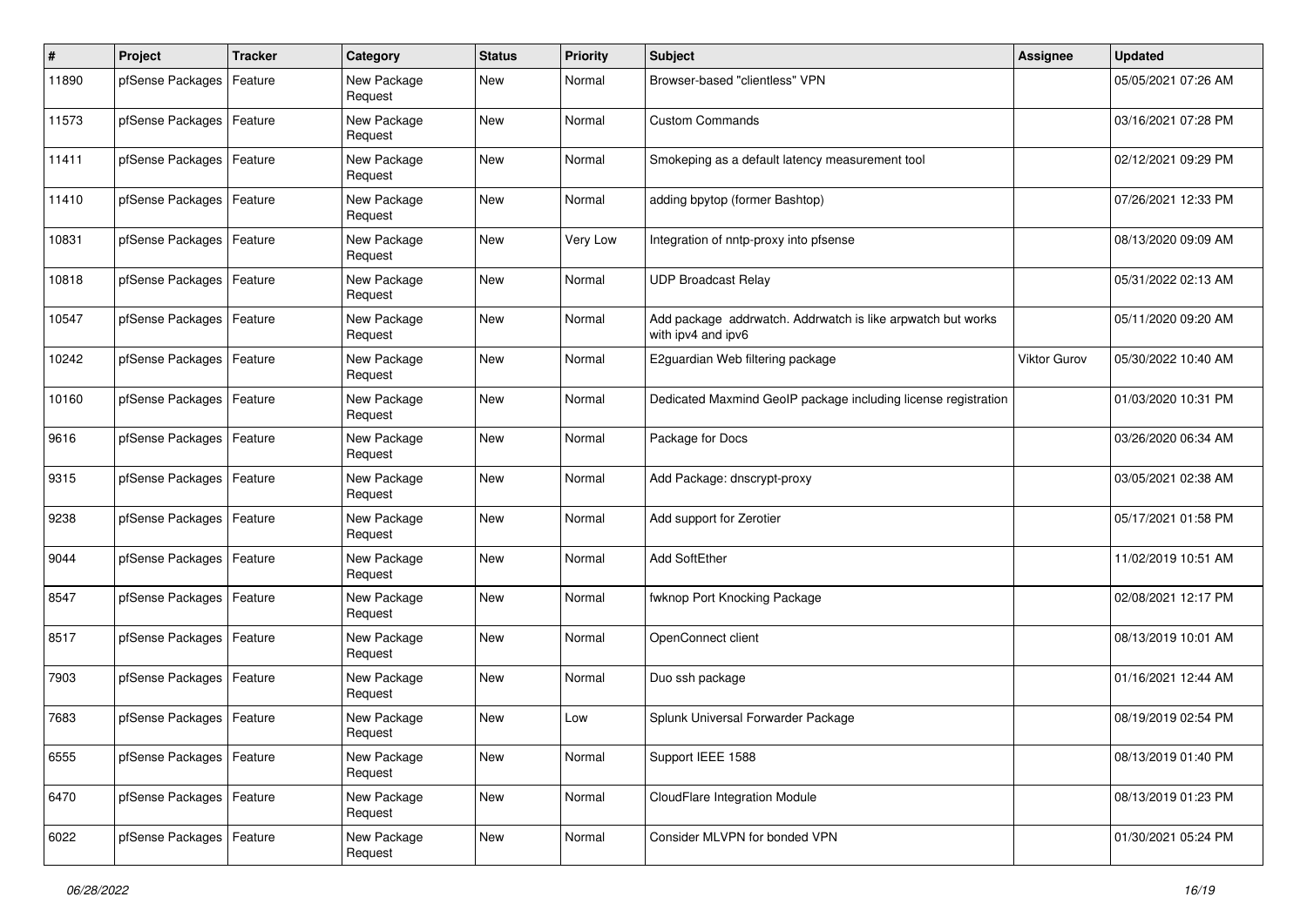| # | Project | Tracker | Category | Status | Priority | Subject | Assignee | Updated |
|---|---|---|---|---|---|---|---|---|
| 11890 | pfSense Packages | Feature | New Package Request | New | Normal | Browser-based "clientless" VPN | | 05/05/2021 07:26 AM |
| 11573 | pfSense Packages | Feature | New Package Request | New | Normal | Custom Commands | | 03/16/2021 07:28 PM |
| 11411 | pfSense Packages | Feature | New Package Request | New | Normal | Smokeping as a default latency measurement tool | | 02/12/2021 09:29 PM |
| 11410 | pfSense Packages | Feature | New Package Request | New | Normal | adding bpytop (former Bashtop) | | 07/26/2021 12:33 PM |
| 10831 | pfSense Packages | Feature | New Package Request | New | Very Low | Integration of nntp-proxy into pfsense | | 08/13/2020 09:09 AM |
| 10818 | pfSense Packages | Feature | New Package Request | New | Normal | UDP Broadcast Relay | | 05/31/2022 02:13 AM |
| 10547 | pfSense Packages | Feature | New Package Request | New | Normal | Add package addrwatch. Addrwatch is like arpwatch but works with ipv4 and ipv6 | | 05/11/2020 09:20 AM |
| 10242 | pfSense Packages | Feature | New Package Request | New | Normal | E2guardian Web filtering package | Viktor Gurov | 05/30/2022 10:40 AM |
| 10160 | pfSense Packages | Feature | New Package Request | New | Normal | Dedicated Maxmind GeoIP package including license registration | | 01/03/2020 10:31 PM |
| 9616 | pfSense Packages | Feature | New Package Request | New | Normal | Package for Docs | | 03/26/2020 06:34 AM |
| 9315 | pfSense Packages | Feature | New Package Request | New | Normal | Add Package: dnscrypt-proxy | | 03/05/2021 02:38 AM |
| 9238 | pfSense Packages | Feature | New Package Request | New | Normal | Add support for Zerotier | | 05/17/2021 01:58 PM |
| 9044 | pfSense Packages | Feature | New Package Request | New | Normal | Add SoftEther | | 11/02/2019 10:51 AM |
| 8547 | pfSense Packages | Feature | New Package Request | New | Normal | fwknop Port Knocking Package | | 02/08/2021 12:17 PM |
| 8517 | pfSense Packages | Feature | New Package Request | New | Normal | OpenConnect client | | 08/13/2019 10:01 AM |
| 7903 | pfSense Packages | Feature | New Package Request | New | Normal | Duo ssh package | | 01/16/2021 12:44 AM |
| 7683 | pfSense Packages | Feature | New Package Request | New | Low | Splunk Universal Forwarder Package | | 08/19/2019 02:54 PM |
| 6555 | pfSense Packages | Feature | New Package Request | New | Normal | Support IEEE 1588 | | 08/13/2019 01:40 PM |
| 6470 | pfSense Packages | Feature | New Package Request | New | Normal | CloudFlare Integration Module | | 08/13/2019 01:23 PM |
| 6022 | pfSense Packages | Feature | New Package Request | New | Normal | Consider MLVPN for bonded VPN | | 01/30/2021 05:24 PM |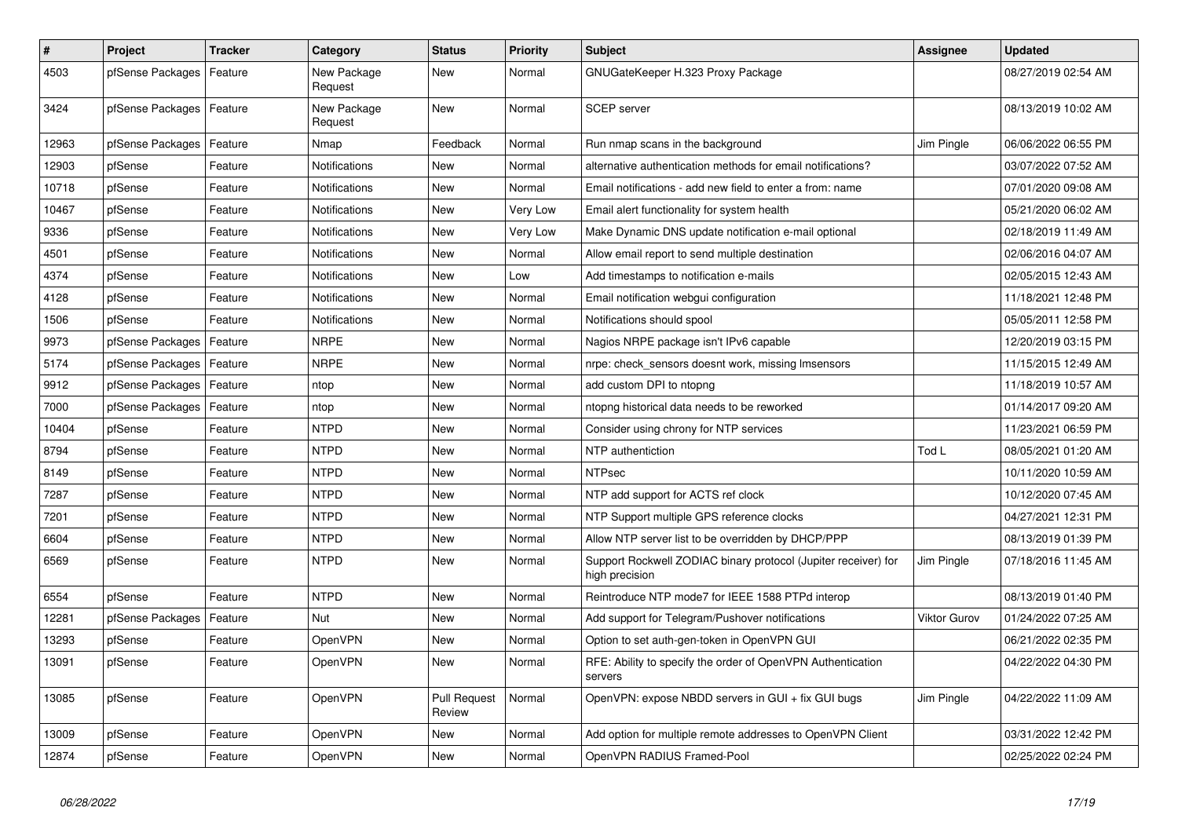| # | Project | Tracker | Category | Status | Priority | Subject | Assignee | Updated |
|---|---|---|---|---|---|---|---|---|
| 4503 | pfSense Packages | Feature | New Package Request | New | Normal | GNUGateKeeper H.323 Proxy Package | | 08/27/2019 02:54 AM |
| 3424 | pfSense Packages | Feature | New Package Request | New | Normal | SCEP server | | 08/13/2019 10:02 AM |
| 12963 | pfSense Packages | Feature | Nmap | Feedback | Normal | Run nmap scans in the background | Jim Pingle | 06/06/2022 06:55 PM |
| 12903 | pfSense | Feature | Notifications | New | Normal | alternative authentication methods for email notifications? | | 03/07/2022 07:52 AM |
| 10718 | pfSense | Feature | Notifications | New | Normal | Email notifications - add new field to enter a from: name | | 07/01/2020 09:08 AM |
| 10467 | pfSense | Feature | Notifications | New | Very Low | Email alert functionality for system health | | 05/21/2020 06:02 AM |
| 9336 | pfSense | Feature | Notifications | New | Very Low | Make Dynamic DNS update notification e-mail optional | | 02/18/2019 11:49 AM |
| 4501 | pfSense | Feature | Notifications | New | Normal | Allow email report to send multiple destination | | 02/06/2016 04:07 AM |
| 4374 | pfSense | Feature | Notifications | New | Low | Add timestamps to notification e-mails | | 02/05/2015 12:43 AM |
| 4128 | pfSense | Feature | Notifications | New | Normal | Email notification webgui configuration | | 11/18/2021 12:48 PM |
| 1506 | pfSense | Feature | Notifications | New | Normal | Notifications should spool | | 05/05/2011 12:58 PM |
| 9973 | pfSense Packages | Feature | NRPE | New | Normal | Nagios NRPE package isn't IPv6 capable | | 12/20/2019 03:15 PM |
| 5174 | pfSense Packages | Feature | NRPE | New | Normal | nrpe: check_sensors doesnt work, missing lmsensors | | 11/15/2015 12:49 AM |
| 9912 | pfSense Packages | Feature | ntop | New | Normal | add custom DPI to ntopng | | 11/18/2019 10:57 AM |
| 7000 | pfSense Packages | Feature | ntop | New | Normal | ntopng historical data needs to be reworked | | 01/14/2017 09:20 AM |
| 10404 | pfSense | Feature | NTPD | New | Normal | Consider using chrony for NTP services | | 11/23/2021 06:59 PM |
| 8794 | pfSense | Feature | NTPD | New | Normal | NTP authentiction | Tod L | 08/05/2021 01:20 AM |
| 8149 | pfSense | Feature | NTPD | New | Normal | NTPsec | | 10/11/2020 10:59 AM |
| 7287 | pfSense | Feature | NTPD | New | Normal | NTP add support for ACTS ref clock | | 10/12/2020 07:45 AM |
| 7201 | pfSense | Feature | NTPD | New | Normal | NTP Support multiple GPS reference clocks | | 04/27/2021 12:31 PM |
| 6604 | pfSense | Feature | NTPD | New | Normal | Allow NTP server list to be overridden by DHCP/PPP | | 08/13/2019 01:39 PM |
| 6569 | pfSense | Feature | NTPD | New | Normal | Support Rockwell ZODIAC binary protocol (Jupiter receiver) for high precision | Jim Pingle | 07/18/2016 11:45 AM |
| 6554 | pfSense | Feature | NTPD | New | Normal | Reintroduce NTP mode7 for IEEE 1588 PTPd interop | | 08/13/2019 01:40 PM |
| 12281 | pfSense Packages | Feature | Nut | New | Normal | Add support for Telegram/Pushover notifications | Viktor Gurov | 01/24/2022 07:25 AM |
| 13293 | pfSense | Feature | OpenVPN | New | Normal | Option to set auth-gen-token in OpenVPN GUI | | 06/21/2022 02:35 PM |
| 13091 | pfSense | Feature | OpenVPN | New | Normal | RFE: Ability to specify the order of OpenVPN Authentication servers | | 04/22/2022 04:30 PM |
| 13085 | pfSense | Feature | OpenVPN | Pull Request Review | Normal | OpenVPN: expose NBDD servers in GUI + fix GUI bugs | Jim Pingle | 04/22/2022 11:09 AM |
| 13009 | pfSense | Feature | OpenVPN | New | Normal | Add option for multiple remote addresses to OpenVPN Client | | 03/31/2022 12:42 PM |
| 12874 | pfSense | Feature | OpenVPN | New | Normal | OpenVPN RADIUS Framed-Pool | | 02/25/2022 02:24 PM |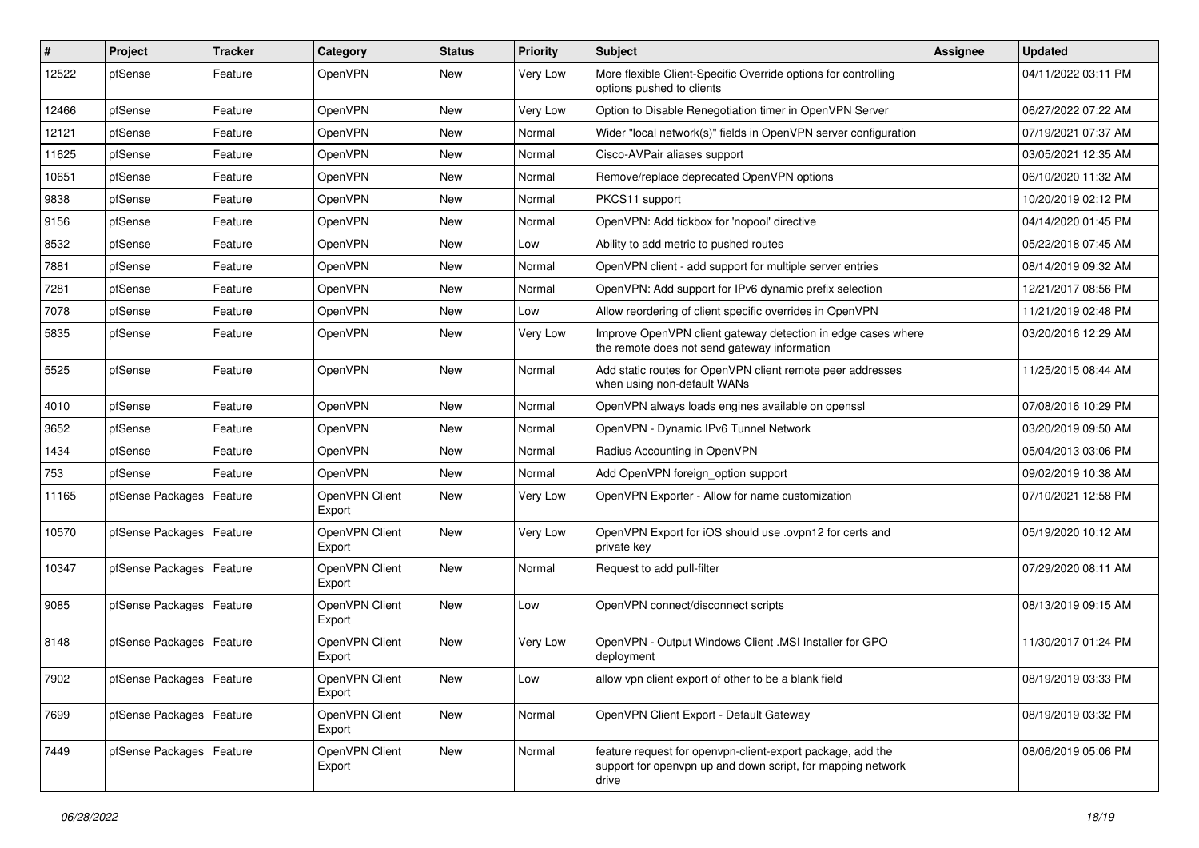| # | Project | Tracker | Category | Status | Priority | Subject | Assignee | Updated |
|---|---|---|---|---|---|---|---|---|
| 12522 | pfSense | Feature | OpenVPN | New | Very Low | More flexible Client-Specific Override options for controlling options pushed to clients | | 04/11/2022 03:11 PM |
| 12466 | pfSense | Feature | OpenVPN | New | Very Low | Option to Disable Renegotiation timer in OpenVPN Server | | 06/27/2022 07:22 AM |
| 12121 | pfSense | Feature | OpenVPN | New | Normal | Wider "local network(s)" fields in OpenVPN server configuration | | 07/19/2021 07:37 AM |
| 11625 | pfSense | Feature | OpenVPN | New | Normal | Cisco-AVPair aliases support | | 03/05/2021 12:35 AM |
| 10651 | pfSense | Feature | OpenVPN | New | Normal | Remove/replace deprecated OpenVPN options | | 06/10/2020 11:32 AM |
| 9838 | pfSense | Feature | OpenVPN | New | Normal | PKCS11 support | | 10/20/2019 02:12 PM |
| 9156 | pfSense | Feature | OpenVPN | New | Normal | OpenVPN: Add tickbox for 'nopool' directive | | 04/14/2020 01:45 PM |
| 8532 | pfSense | Feature | OpenVPN | New | Low | Ability to add metric to pushed routes | | 05/22/2018 07:45 AM |
| 7881 | pfSense | Feature | OpenVPN | New | Normal | OpenVPN client - add support for multiple server entries | | 08/14/2019 09:32 AM |
| 7281 | pfSense | Feature | OpenVPN | New | Normal | OpenVPN: Add support for IPv6 dynamic prefix selection | | 12/21/2017 08:56 PM |
| 7078 | pfSense | Feature | OpenVPN | New | Low | Allow reordering of client specific overrides in OpenVPN | | 11/21/2019 02:48 PM |
| 5835 | pfSense | Feature | OpenVPN | New | Very Low | Improve OpenVPN client gateway detection in edge cases where the remote does not send gateway information | | 03/20/2016 12:29 AM |
| 5525 | pfSense | Feature | OpenVPN | New | Normal | Add static routes for OpenVPN client remote peer addresses when using non-default WANs | | 11/25/2015 08:44 AM |
| 4010 | pfSense | Feature | OpenVPN | New | Normal | OpenVPN always loads engines available on openssl | | 07/08/2016 10:29 PM |
| 3652 | pfSense | Feature | OpenVPN | New | Normal | OpenVPN - Dynamic IPv6 Tunnel Network | | 03/20/2019 09:50 AM |
| 1434 | pfSense | Feature | OpenVPN | New | Normal | Radius Accounting in OpenVPN | | 05/04/2013 03:06 PM |
| 753 | pfSense | Feature | OpenVPN | New | Normal | Add OpenVPN foreign_option support | | 09/02/2019 10:38 AM |
| 11165 | pfSense Packages | Feature | OpenVPN Client Export | New | Very Low | OpenVPN Exporter - Allow for name customization | | 07/10/2021 12:58 PM |
| 10570 | pfSense Packages | Feature | OpenVPN Client Export | New | Very Low | OpenVPN Export for iOS should use .ovpn12 for certs and private key | | 05/19/2020 10:12 AM |
| 10347 | pfSense Packages | Feature | OpenVPN Client Export | New | Normal | Request to add pull-filter | | 07/29/2020 08:11 AM |
| 9085 | pfSense Packages | Feature | OpenVPN Client Export | New | Low | OpenVPN connect/disconnect scripts | | 08/13/2019 09:15 AM |
| 8148 | pfSense Packages | Feature | OpenVPN Client Export | New | Very Low | OpenVPN - Output Windows Client .MSI Installer for GPO deployment | | 11/30/2017 01:24 PM |
| 7902 | pfSense Packages | Feature | OpenVPN Client Export | New | Low | allow vpn client export of other to be a blank field | | 08/19/2019 03:33 PM |
| 7699 | pfSense Packages | Feature | OpenVPN Client Export | New | Normal | OpenVPN Client Export - Default Gateway | | 08/19/2019 03:32 PM |
| 7449 | pfSense Packages | Feature | OpenVPN Client Export | New | Normal | feature request for openvpn-client-export package, add the support for openvpn up and down script, for mapping network drive | | 08/06/2019 05:06 PM |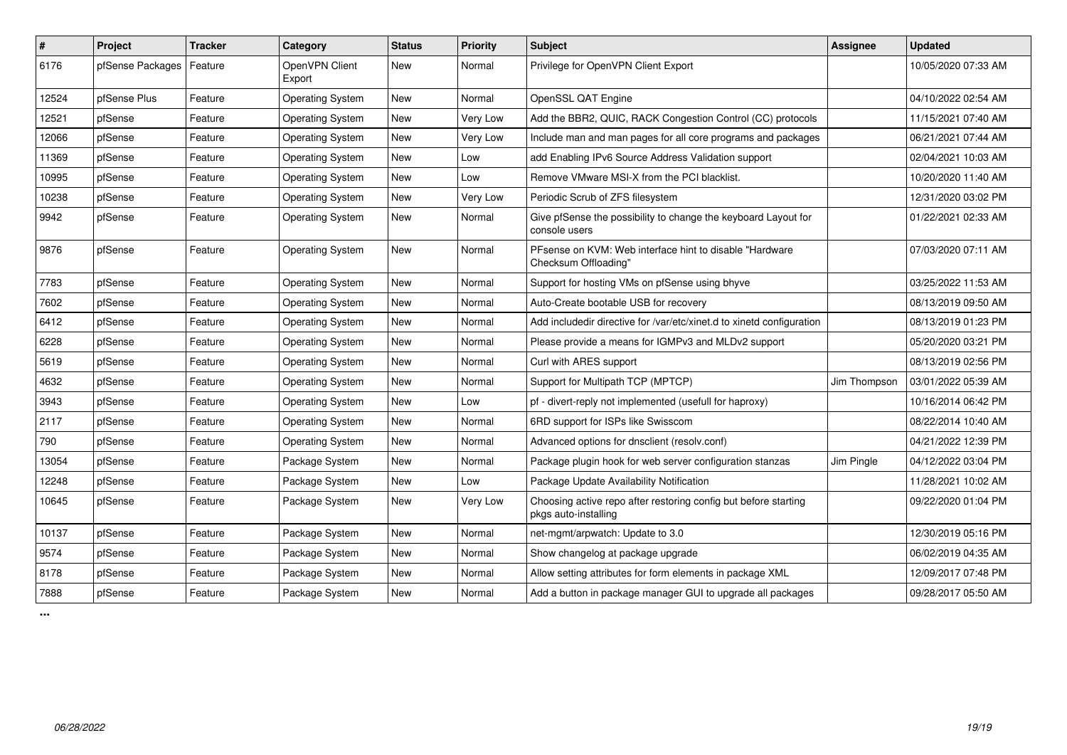| # | Project | Tracker | Category | Status | Priority | Subject | Assignee | Updated |
|---|---|---|---|---|---|---|---|---|
| 6176 | pfSense Packages | Feature | OpenVPN Client Export | New | Normal | Privilege for OpenVPN Client Export | | 10/05/2020 07:33 AM |
| 12524 | pfSense Plus | Feature | Operating System | New | Normal | OpenSSL QAT Engine | | 04/10/2022 02:54 AM |
| 12521 | pfSense | Feature | Operating System | New | Very Low | Add the BBR2, QUIC, RACK Congestion Control (CC) protocols | | 11/15/2021 07:40 AM |
| 12066 | pfSense | Feature | Operating System | New | Very Low | Include man and man pages for all core programs and packages | | 06/21/2021 07:44 AM |
| 11369 | pfSense | Feature | Operating System | New | Low | add Enabling IPv6 Source Address Validation support | | 02/04/2021 10:03 AM |
| 10995 | pfSense | Feature | Operating System | New | Low | Remove VMware MSI-X from the PCI blacklist. | | 10/20/2020 11:40 AM |
| 10238 | pfSense | Feature | Operating System | New | Very Low | Periodic Scrub of ZFS filesystem | | 12/31/2020 03:02 PM |
| 9942 | pfSense | Feature | Operating System | New | Normal | Give pfSense the possibility to change the keyboard Layout for console users | | 01/22/2021 02:33 AM |
| 9876 | pfSense | Feature | Operating System | New | Normal | PFsense on KVM: Web interface hint to disable "Hardware Checksum Offloading" | | 07/03/2020 07:11 AM |
| 7783 | pfSense | Feature | Operating System | New | Normal | Support for hosting VMs on pfSense using bhyve | | 03/25/2022 11:53 AM |
| 7602 | pfSense | Feature | Operating System | New | Normal | Auto-Create bootable USB for recovery | | 08/13/2019 09:50 AM |
| 6412 | pfSense | Feature | Operating System | New | Normal | Add includedir directive for /var/etc/xinet.d to xinetd configuration | | 08/13/2019 01:23 PM |
| 6228 | pfSense | Feature | Operating System | New | Normal | Please provide a means for IGMPv3 and MLDv2 support | | 05/20/2020 03:21 PM |
| 5619 | pfSense | Feature | Operating System | New | Normal | Curl with ARES support | | 08/13/2019 02:56 PM |
| 4632 | pfSense | Feature | Operating System | New | Normal | Support for Multipath TCP (MPTCP) | Jim Thompson | 03/01/2022 05:39 AM |
| 3943 | pfSense | Feature | Operating System | New | Low | pf - divert-reply not implemented (usefull for haproxy) | | 10/16/2014 06:42 PM |
| 2117 | pfSense | Feature | Operating System | New | Normal | 6RD support for ISPs like Swisscom | | 08/22/2014 10:40 AM |
| 790 | pfSense | Feature | Operating System | New | Normal | Advanced options for dnsclient (resolv.conf) | | 04/21/2022 12:39 PM |
| 13054 | pfSense | Feature | Package System | New | Normal | Package plugin hook for web server configuration stanzas | Jim Pingle | 04/12/2022 03:04 PM |
| 12248 | pfSense | Feature | Package System | New | Low | Package Update Availability Notification | | 11/28/2021 10:02 AM |
| 10645 | pfSense | Feature | Package System | New | Very Low | Choosing active repo after restoring config but before starting pkgs auto-installing | | 09/22/2020 01:04 PM |
| 10137 | pfSense | Feature | Package System | New | Normal | net-mgmt/arpwatch: Update to 3.0 | | 12/30/2019 05:16 PM |
| 9574 | pfSense | Feature | Package System | New | Normal | Show changelog at package upgrade | | 06/02/2019 04:35 AM |
| 8178 | pfSense | Feature | Package System | New | Normal | Allow setting attributes for form elements in package XML | | 12/09/2017 07:48 PM |
| 7888 | pfSense | Feature | Package System | New | Normal | Add a button in package manager GUI to upgrade all packages | | 09/28/2017 05:50 AM |

...